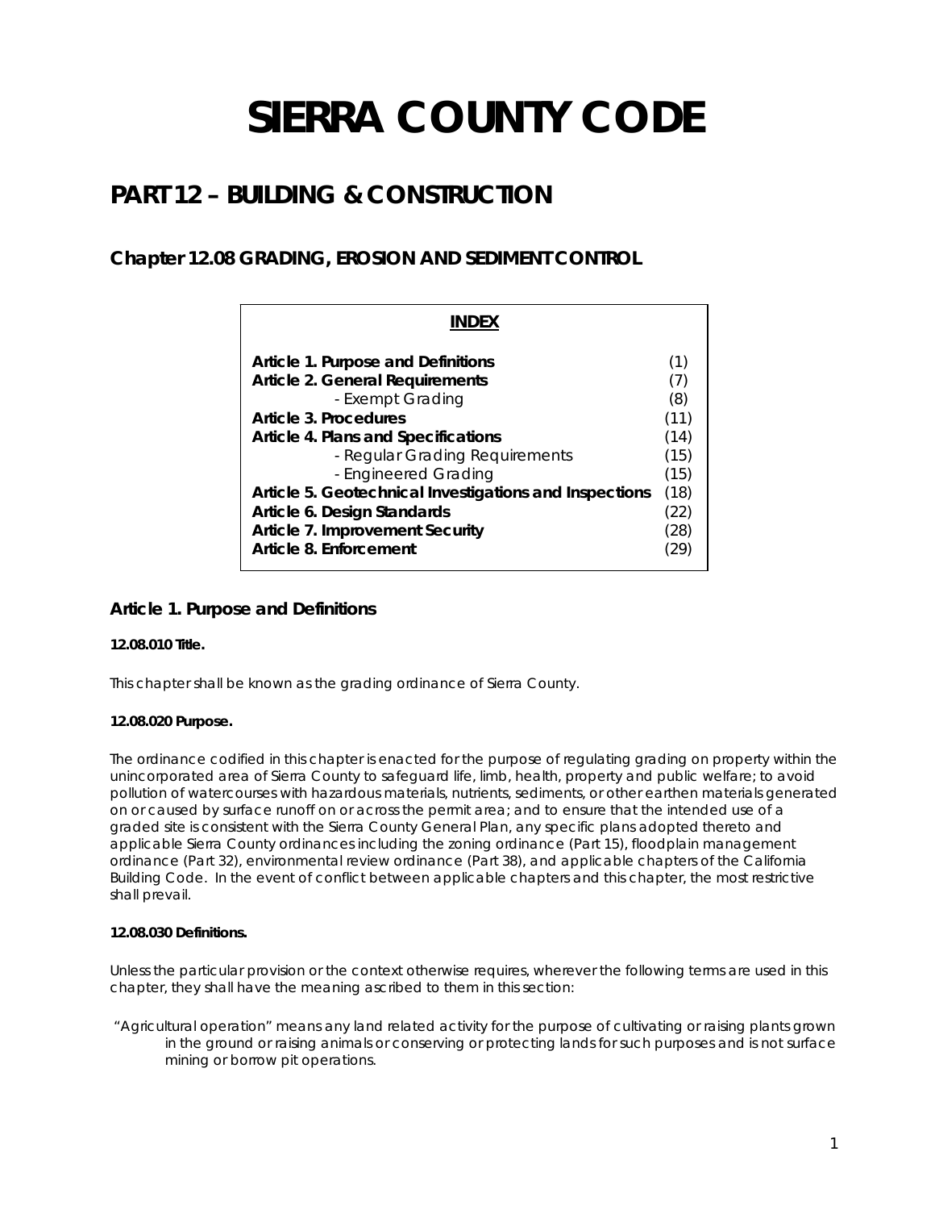# SIERRA COUNTY CODE

## PART 12 – BUILDING & CONSTRUCTION

### Chapter 12.08 GRADING, EROSION AND SEDIMENT CONTROL

**INDEX**

| | |
|---|---|
| **Article 1. Purpose and Definitions** | (1) |
| **Article 2. General Requirements** | (7) |
| - Exempt Grading | (8) |
| **Article 3. Procedures** | (11) |
| **Article 4. Plans and Specifications** | (14) |
| - Regular Grading Requirements | (15) |
| - Engineered Grading | (15) |
| **Article 5. Geotechnical Investigations and Inspections** | (18) |
| **Article 6. Design Standards** | (22) |
| **Article 7. Improvement Security** | (28) |
| **Article 8. Enforcement** | (29) |

### Article 1. Purpose and Definitions

**12.08.010 Title.**

This chapter shall be known as the grading ordinance of Sierra County.

**12.08.020 Purpose.**

The ordinance codified in this chapter is enacted for the purpose of regulating grading on property within the unincorporated area of Sierra County to safeguard life, limb, health, property and public welfare; to avoid pollution of watercourses with hazardous materials, nutrients, sediments, or other earthen materials generated on or caused by surface runoff on or across the permit area; and to ensure that the intended use of a graded site is consistent with the Sierra County General Plan, any specific plans adopted thereto and applicable Sierra County ordinances including the zoning ordinance (Part 15), floodplain management ordinance (Part 32), environmental review ordinance (Part 38), and applicable chapters of the California Building Code. In the event of conflict between applicable chapters and this chapter, the most restrictive shall prevail.

**12.08.030 Definitions.**

Unless the particular provision or the context otherwise requires, wherever the following terms are used in this chapter, they shall have the meaning ascribed to them in this section:

"Agricultural operation" means any land related activity for the purpose of cultivating or raising plants grown in the ground or raising animals or conserving or protecting lands for such purposes and is not surface mining or borrow pit operations.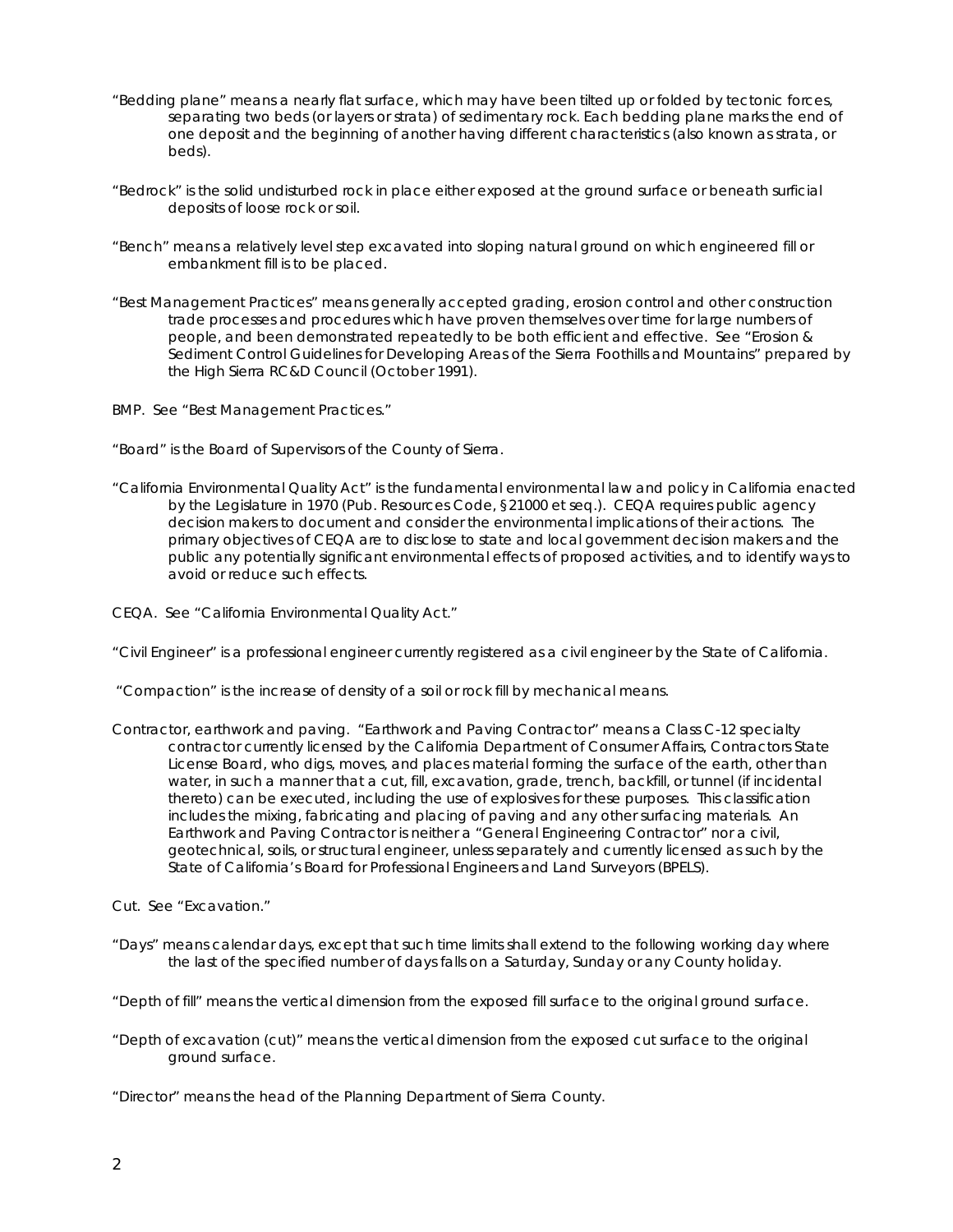"Bedding plane" means a nearly flat surface, which may have been tilted up or folded by tectonic forces, separating two beds (or layers or strata) of sedimentary rock. Each bedding plane marks the end of one deposit and the beginning of another having different characteristics (also known as strata, or beds).

"Bedrock" is the solid undisturbed rock in place either exposed at the ground surface or beneath surficial deposits of loose rock or soil.

"Bench" means a relatively level step excavated into sloping natural ground on which engineered fill or embankment fill is to be placed.

"Best Management Practices" means generally accepted grading, erosion control and other construction trade processes and procedures which have proven themselves over time for large numbers of people, and been demonstrated repeatedly to be both efficient and effective. See "Erosion & Sediment Control Guidelines for Developing Areas of the Sierra Foothills and Mountains" prepared by the High Sierra RC&D Council (October 1991).

BMP. See "Best Management Practices."

"Board" is the Board of Supervisors of the County of Sierra.

"California Environmental Quality Act" is the fundamental environmental law and policy in California enacted by the Legislature in 1970 (Pub. Resources Code, §21000 et seq.). CEQA requires public agency decision makers to document and consider the environmental implications of their actions. The primary objectives of CEQA are to disclose to state and local government decision makers and the public any potentially significant environmental effects of proposed activities, and to identify ways to avoid or reduce such effects.

CEQA. See "California Environmental Quality Act."

"Civil Engineer" is a professional engineer currently registered as a civil engineer by the State of California.

"Compaction" is the increase of density of a soil or rock fill by mechanical means.

Contractor, earthwork and paving. "Earthwork and Paving Contractor" means a Class C-12 specialty contractor currently licensed by the California Department of Consumer Affairs, Contractors State License Board, who digs, moves, and places material forming the surface of the earth, other than water, in such a manner that a cut, fill, excavation, grade, trench, backfill, or tunnel (if incidental thereto) can be executed, including the use of explosives for these purposes. This classification includes the mixing, fabricating and placing of paving and any other surfacing materials. An Earthwork and Paving Contractor is neither a "General Engineering Contractor" nor a civil, geotechnical, soils, or structural engineer, unless separately and currently licensed as such by the State of California's Board for Professional Engineers and Land Surveyors (BPELS).

Cut. See "Excavation."

"Days" means calendar days, except that such time limits shall extend to the following working day where the last of the specified number of days falls on a Saturday, Sunday or any County holiday.

"Depth of fill" means the vertical dimension from the exposed fill surface to the original ground surface.

"Depth of excavation (cut)" means the vertical dimension from the exposed cut surface to the original ground surface.

"Director" means the head of the Planning Department of Sierra County.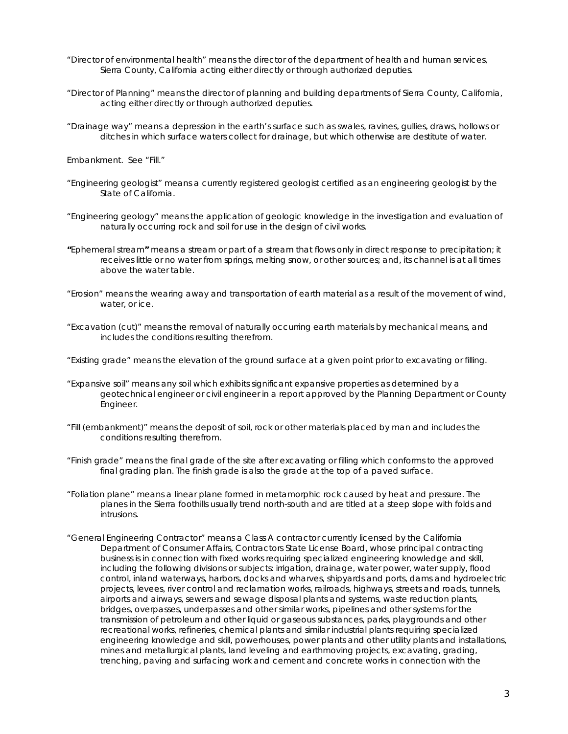"Director of environmental health" means the director of the department of health and human services, Sierra County, California acting either directly or through authorized deputies.

"Director of Planning" means the director of planning and building departments of Sierra County, California, acting either directly or through authorized deputies.

"Drainage way" means a depression in the earth's surface such as swales, ravines, gullies, draws, hollows or ditches in which surface waters collect for drainage, but which otherwise are destitute of water.

Embankment. See "Fill."

"Engineering geologist" means a currently registered geologist certified as an engineering geologist by the State of California.

"Engineering geology" means the application of geologic knowledge in the investigation and evaluation of naturally occurring rock and soil for use in the design of civil works.

**"**Ephemeral stream**"** means a stream or part of a stream that flows only in direct response to precipitation; it receives little or no water from springs, melting snow, or other sources; and, its channel is at all times above the water table.

"Erosion" means the wearing away and transportation of earth material as a result of the movement of wind, water, or ice.

"Excavation (cut)" means the removal of naturally occurring earth materials by mechanical means, and includes the conditions resulting therefrom.

"Existing grade" means the elevation of the ground surface at a given point prior to excavating or filling.

"Expansive soil" means any soil which exhibits significant expansive properties as determined by a geotechnical engineer or civil engineer in a report approved by the Planning Department or County Engineer.

"Fill (embankment)" means the deposit of soil, rock or other materials placed by man and includes the conditions resulting therefrom.

"Finish grade" means the final grade of the site after excavating or filling which conforms to the approved final grading plan. The finish grade is also the grade at the top of a paved surface.

"Foliation plane" means a linear plane formed in metamorphic rock caused by heat and pressure. The planes in the Sierra foothills usually trend north-south and are titled at a steep slope with folds and intrusions.

"General Engineering Contractor" means a Class A contractor currently licensed by the California Department of Consumer Affairs, Contractors State License Board, whose principal contracting business is in connection with fixed works requiring specialized engineering knowledge and skill, including the following divisions or subjects: irrigation, drainage, water power, water supply, flood control, inland waterways, harbors, docks and wharves, shipyards and ports, dams and hydroelectric projects, levees, river control and reclamation works, railroads, highways, streets and roads, tunnels, airports and airways, sewers and sewage disposal plants and systems, waste reduction plants, bridges, overpasses, underpasses and other similar works, pipelines and other systems for the transmission of petroleum and other liquid or gaseous substances, parks, playgrounds and other recreational works, refineries, chemical plants and similar industrial plants requiring specialized engineering knowledge and skill, powerhouses, power plants and other utility plants and installations, mines and metallurgical plants, land leveling and earthmoving projects, excavating, grading, trenching, paving and surfacing work and cement and concrete works in connection with the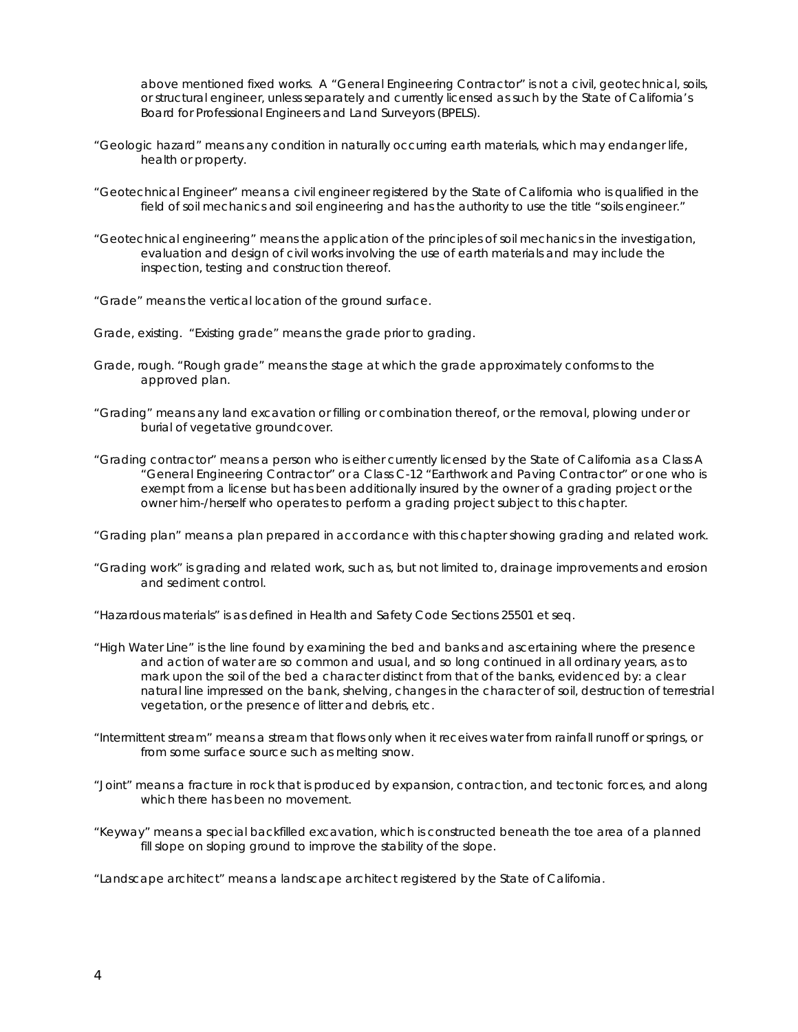above mentioned fixed works. A "General Engineering Contractor" is not a civil, geotechnical, soils, or structural engineer, unless separately and currently licensed as such by the State of California's Board for Professional Engineers and Land Surveyors (BPELS).

"Geologic hazard" means any condition in naturally occurring earth materials, which may endanger life, health or property.

"Geotechnical Engineer" means a civil engineer registered by the State of California who is qualified in the field of soil mechanics and soil engineering and has the authority to use the title "soils engineer."

"Geotechnical engineering" means the application of the principles of soil mechanics in the investigation, evaluation and design of civil works involving the use of earth materials and may include the inspection, testing and construction thereof.

"Grade" means the vertical location of the ground surface.

Grade, existing. "Existing grade" means the grade prior to grading.

Grade, rough. "Rough grade" means the stage at which the grade approximately conforms to the approved plan.

"Grading" means any land excavation or filling or combination thereof, or the removal, plowing under or burial of vegetative groundcover.

"Grading contractor" means a person who is either currently licensed by the State of California as a Class A "General Engineering Contractor" or a Class C-12 "Earthwork and Paving Contractor" or one who is exempt from a license but has been additionally insured by the owner of a grading project or the owner him-/herself who operates to perform a grading project subject to this chapter.

"Grading plan" means a plan prepared in accordance with this chapter showing grading and related work.

"Grading work" is grading and related work, such as, but not limited to, drainage improvements and erosion and sediment control.

"Hazardous materials" is as defined in Health and Safety Code Sections 25501 et seq.

"High Water Line" is the line found by examining the bed and banks and ascertaining where the presence and action of water are so common and usual, and so long continued in all ordinary years, as to mark upon the soil of the bed a character distinct from that of the banks, evidenced by: a clear natural line impressed on the bank, shelving, changes in the character of soil, destruction of terrestrial vegetation, or the presence of litter and debris, etc.

"Intermittent stream" means a stream that flows only when it receives water from rainfall runoff or springs, or from some surface source such as melting snow.

"Joint" means a fracture in rock that is produced by expansion, contraction, and tectonic forces, and along which there has been no movement.

"Keyway" means a special backfilled excavation, which is constructed beneath the toe area of a planned fill slope on sloping ground to improve the stability of the slope.

"Landscape architect" means a landscape architect registered by the State of California.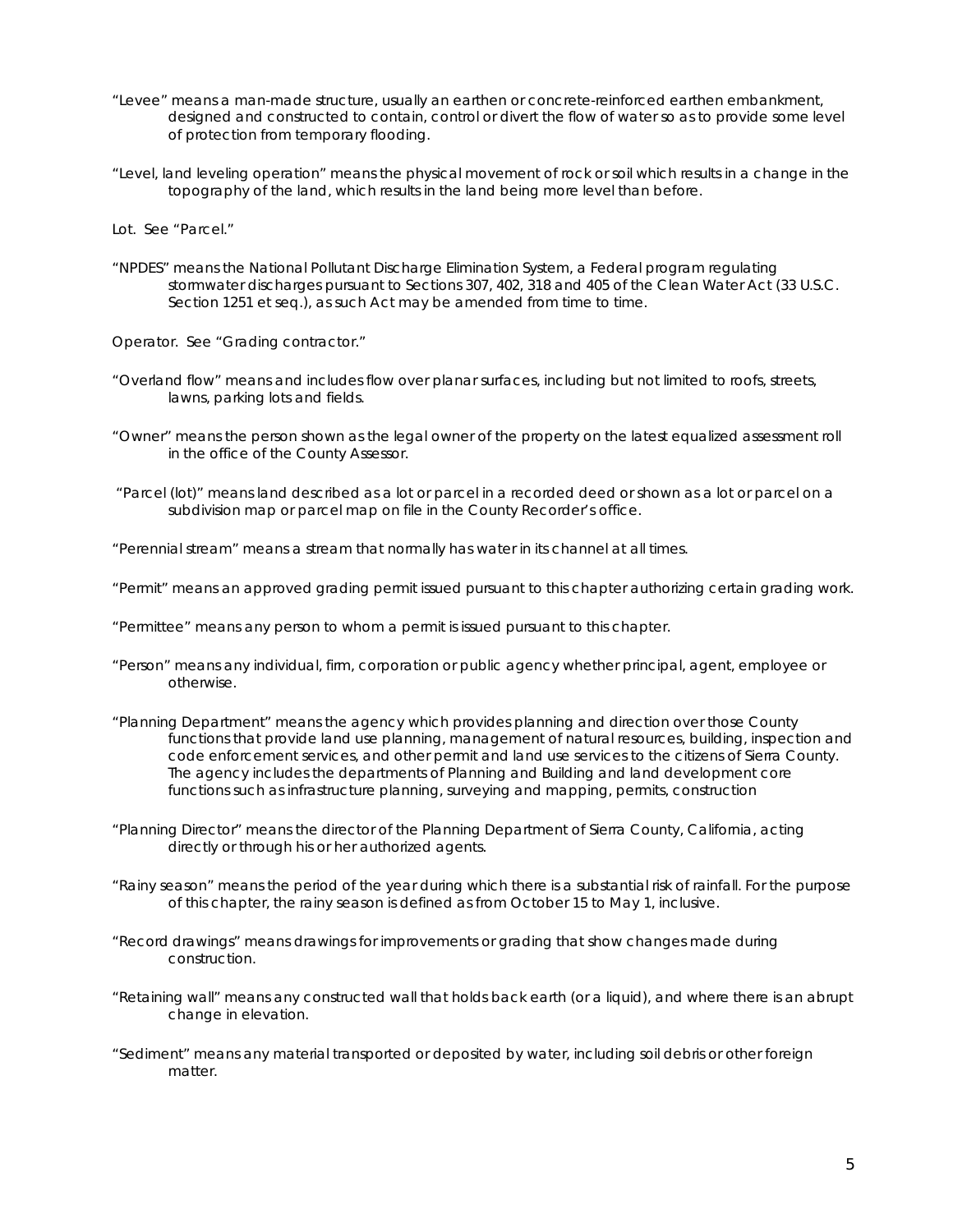"Levee" means a man-made structure, usually an earthen or concrete-reinforced earthen embankment, designed and constructed to contain, control or divert the flow of water so as to provide some level of protection from temporary flooding.

"Level, land leveling operation" means the physical movement of rock or soil which results in a change in the topography of the land, which results in the land being more level than before.

Lot. See "Parcel."

"NPDES" means the National Pollutant Discharge Elimination System, a Federal program regulating stormwater discharges pursuant to Sections 307, 402, 318 and 405 of the Clean Water Act (33 U.S.C. Section 1251 et seq.), as such Act may be amended from time to time.

Operator. See "Grading contractor."

"Overland flow" means and includes flow over planar surfaces, including but not limited to roofs, streets, lawns, parking lots and fields.

"Owner" means the person shown as the legal owner of the property on the latest equalized assessment roll in the office of the County Assessor.

"Parcel (lot)" means land described as a lot or parcel in a recorded deed or shown as a lot or parcel on a subdivision map or parcel map on file in the County Recorder's office.

"Perennial stream" means a stream that normally has water in its channel at all times.

"Permit" means an approved grading permit issued pursuant to this chapter authorizing certain grading work.

"Permittee" means any person to whom a permit is issued pursuant to this chapter.

"Person" means any individual, firm, corporation or public agency whether principal, agent, employee or otherwise.

"Planning Department" means the agency which provides planning and direction over those County functions that provide land use planning, management of natural resources, building, inspection and code enforcement services, and other permit and land use services to the citizens of Sierra County. The agency includes the departments of Planning and Building and land development core functions such as infrastructure planning, surveying and mapping, permits, construction

"Planning Director" means the director of the Planning Department of Sierra County, California, acting directly or through his or her authorized agents.

"Rainy season" means the period of the year during which there is a substantial risk of rainfall. For the purpose of this chapter, the rainy season is defined as from October 15 to May 1, inclusive.

"Record drawings" means drawings for improvements or grading that show changes made during construction.

"Retaining wall" means any constructed wall that holds back earth (or a liquid), and where there is an abrupt change in elevation.

"Sediment" means any material transported or deposited by water, including soil debris or other foreign matter.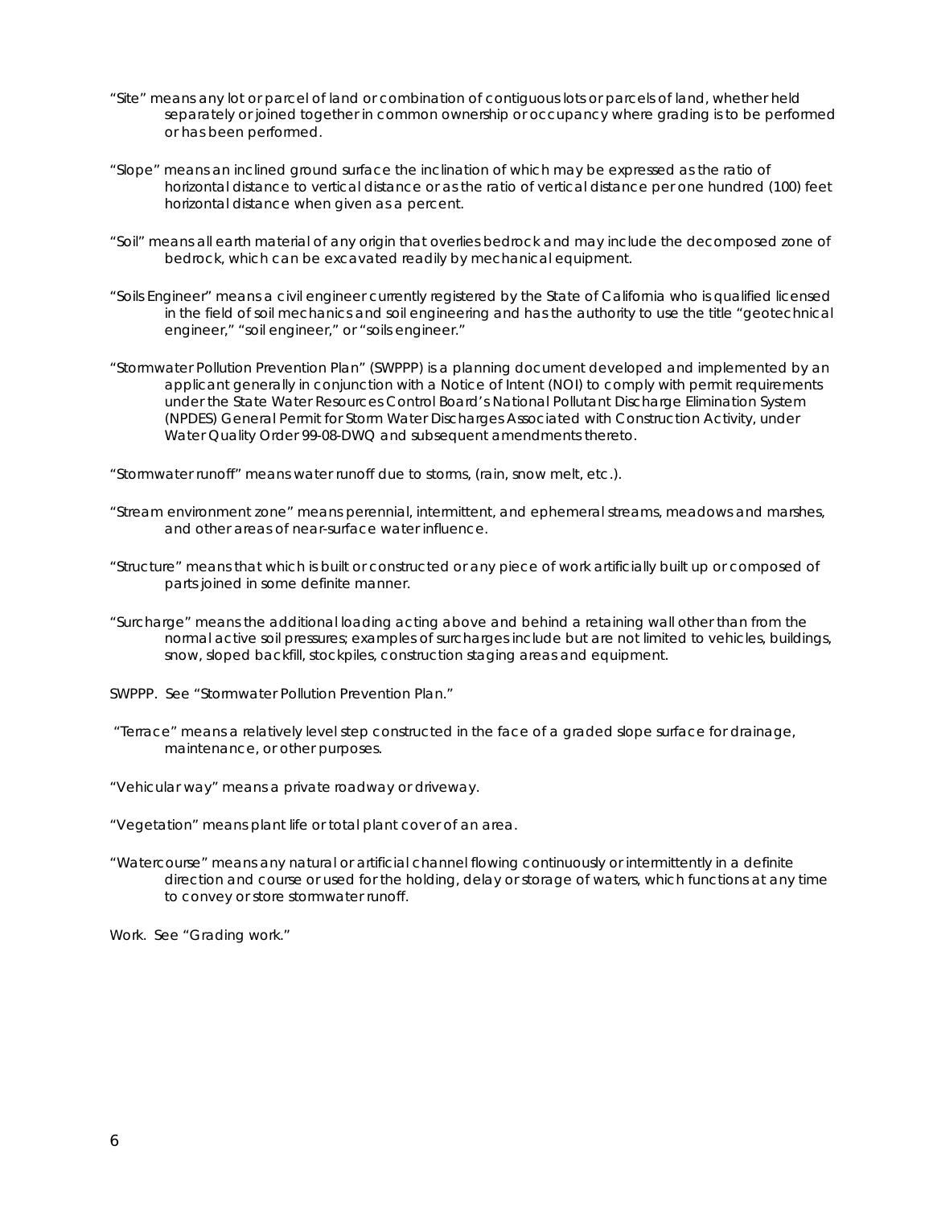"Site" means any lot or parcel of land or combination of contiguous lots or parcels of land, whether held separately or joined together in common ownership or occupancy where grading is to be performed or has been performed.

"Slope" means an inclined ground surface the inclination of which may be expressed as the ratio of horizontal distance to vertical distance or as the ratio of vertical distance per one hundred (100) feet horizontal distance when given as a percent.

"Soil" means all earth material of any origin that overlies bedrock and may include the decomposed zone of bedrock, which can be excavated readily by mechanical equipment.

"Soils Engineer" means a civil engineer currently registered by the State of California who is qualified licensed in the field of soil mechanics and soil engineering and has the authority to use the title "geotechnical engineer," "soil engineer," or "soils engineer."

"Stormwater Pollution Prevention Plan" (SWPPP) is a planning document developed and implemented by an applicant generally in conjunction with a Notice of Intent (NOI) to comply with permit requirements under the State Water Resources Control Board's National Pollutant Discharge Elimination System (NPDES) General Permit for Storm Water Discharges Associated with Construction Activity, under Water Quality Order 99-08-DWQ and subsequent amendments thereto.

"Stormwater runoff" means water runoff due to storms, (rain, snow melt, etc.).

"Stream environment zone" means perennial, intermittent, and ephemeral streams, meadows and marshes, and other areas of near-surface water influence.

"Structure" means that which is built or constructed or any piece of work artificially built up or composed of parts joined in some definite manner.

"Surcharge" means the additional loading acting above and behind a retaining wall other than from the normal active soil pressures; examples of surcharges include but are not limited to vehicles, buildings, snow, sloped backfill, stockpiles, construction staging areas and equipment.

SWPPP. See "Stormwater Pollution Prevention Plan."

"Terrace" means a relatively level step constructed in the face of a graded slope surface for drainage, maintenance, or other purposes.

"Vehicular way" means a private roadway or driveway.

"Vegetation" means plant life or total plant cover of an area.

"Watercourse" means any natural or artificial channel flowing continuously or intermittently in a definite direction and course or used for the holding, delay or storage of waters, which functions at any time to convey or store stormwater runoff.

Work. See "Grading work."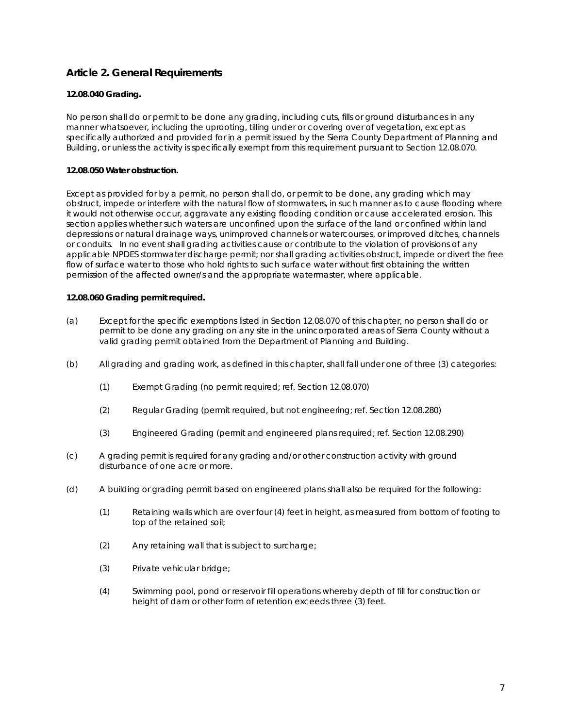## Article 2. General Requirements

**12.08.040 Grading.**

No person shall do or permit to be done any grading, including cuts, fills or ground disturbances in any manner whatsoever, including the uprooting, tilling under or covering over of vegetation, except as specifically authorized and provided for in a permit issued by the Sierra County Department of Planning and Building, or unless the activity is specifically exempt from this requirement pursuant to Section 12.08.070.

**12.08.050 Water obstruction.**

Except as provided for by a permit, no person shall do, or permit to be done, any grading which may obstruct, impede or interfere with the natural flow of stormwaters, in such manner as to cause flooding where it would not otherwise occur, aggravate any existing flooding condition or cause accelerated erosion. This section applies whether such waters are unconfined upon the surface of the land or confined within land depressions or natural drainage ways, unimproved channels or watercourses, or improved ditches, channels or conduits. In no event shall grading activities cause or contribute to the violation of provisions of any applicable NPDES stormwater discharge permit; nor shall grading activities obstruct, impede or divert the free flow of surface water to those who hold rights to such surface water without first obtaining the written permission of the affected owner/s and the appropriate watermaster, where applicable.

**12.08.060 Grading permit required.**

(a) Except for the specific exemptions listed in Section 12.08.070 of this chapter, no person shall do or permit to be done any grading on any site in the unincorporated areas of Sierra County without a valid grading permit obtained from the Department of Planning and Building.

(b) All grading and grading work, as defined in this chapter, shall fall under one of three (3) categories:

   (1) Exempt Grading (no permit required; ref. Section 12.08.070)

   (2) Regular Grading (permit required, but not engineering; ref. Section 12.08.280)

   (3) Engineered Grading (permit and engineered plans required; ref. Section 12.08.290)

(c) A grading permit is required for any grading and/or other construction activity with ground disturbance of one acre or more.

(d) A building or grading permit based on engineered plans shall also be required for the following:

   (1) Retaining walls which are over four (4) feet in height, as measured from bottom of footing to top of the retained soil;

   (2) Any retaining wall that is subject to surcharge;

   (3) Private vehicular bridge;

   (4) Swimming pool, pond or reservoir fill operations whereby depth of fill for construction or height of dam or other form of retention exceeds three (3) feet.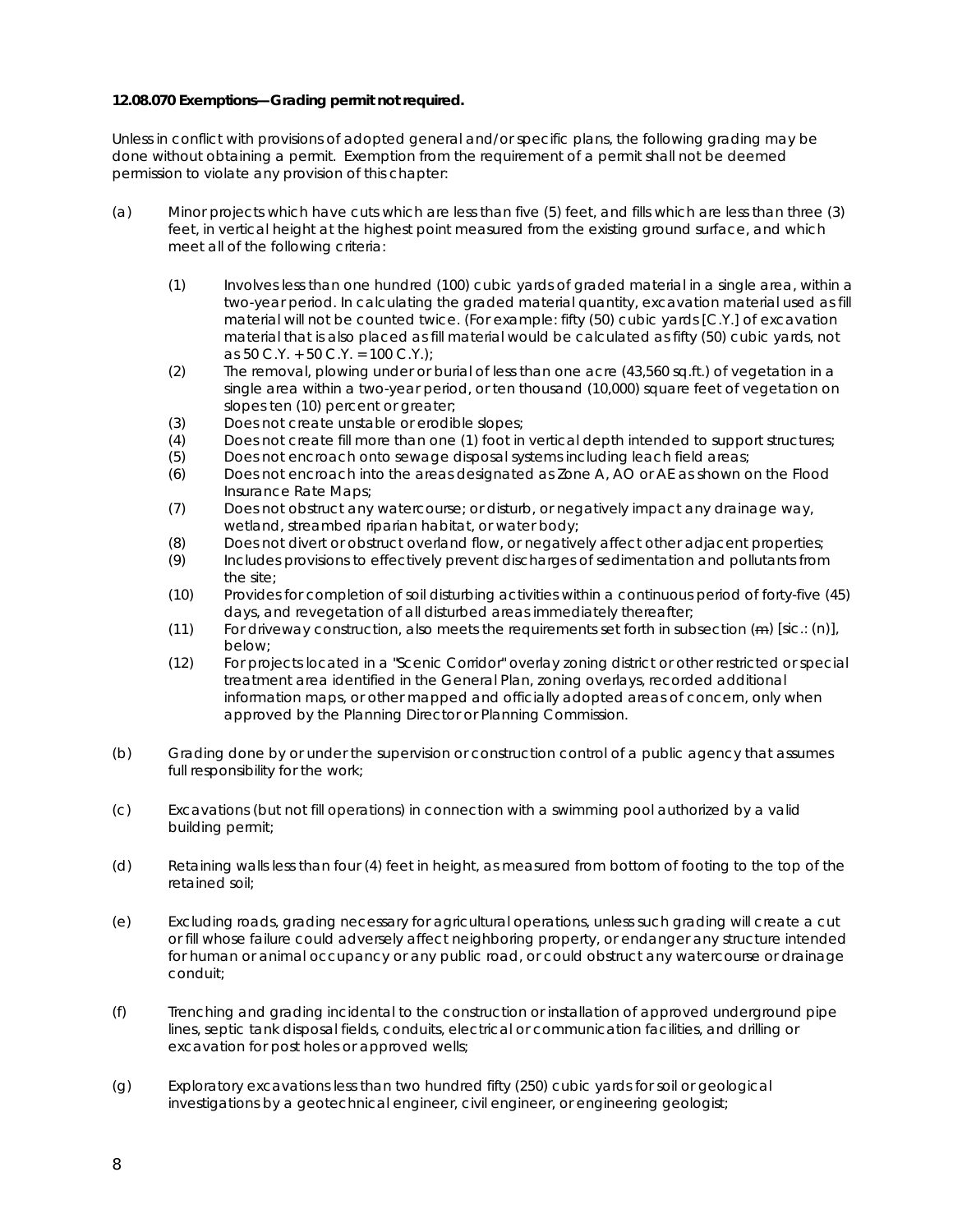**12.08.070 Exemptions—Grading permit not required.**

Unless in conflict with provisions of adopted general and/or specific plans, the following grading may be done without obtaining a permit. Exemption from the requirement of a permit shall not be deemed permission to violate any provision of this chapter:

(a) Minor projects which have cuts which are less than five (5) feet, and fills which are less than three (3) feet, in vertical height at the highest point measured from the existing ground surface, and which meet all of the following criteria:

  (1) Involves less than one hundred (100) cubic yards of graded material in a single area, within a two-year period. In calculating the graded material quantity, excavation material used as fill material will not be counted twice. (For example: fifty (50) cubic yards [C.Y.] of excavation material that is also placed as fill material would be calculated as fifty (50) cubic yards, not as 50 C.Y. + 50 C.Y. = 100 C.Y.);
  (2) The removal, plowing under or burial of less than one acre (43,560 sq.ft.) of vegetation in a single area within a two-year period, or ten thousand (10,000) square feet of vegetation on slopes ten (10) percent or greater;
  (3) Does not create unstable or erodible slopes;
  (4) Does not create fill more than one (1) foot in vertical depth intended to support structures;
  (5) Does not encroach onto sewage disposal systems including leach field areas;
  (6) Does not encroach into the areas designated as Zone A, AO or AE as shown on the Flood Insurance Rate Maps;
  (7) Does not obstruct any watercourse; or disturb, or negatively impact any drainage way, wetland, streambed riparian habitat, or water body;
  (8) Does not divert or obstruct overland flow, or negatively affect other adjacent properties;
  (9) Includes provisions to effectively prevent discharges of sedimentation and pollutants from the site;
  (10) Provides for completion of soil disturbing activities within a continuous period of forty-five (45) days, and revegetation of all disturbed areas immediately thereafter;
  (11) For driveway construction, also meets the requirements set forth in subsection (~~m~~) [sic.: (n)], below;
  (12) For projects located in a "Scenic Corridor" overlay zoning district or other restricted or special treatment area identified in the General Plan, zoning overlays, recorded additional information maps, or other mapped and officially adopted areas of concern, only when approved by the Planning Director or Planning Commission.

(b) Grading done by or under the supervision or construction control of a public agency that assumes full responsibility for the work;

(c) Excavations (but not fill operations) in connection with a swimming pool authorized by a valid building permit;

(d) Retaining walls less than four (4) feet in height, as measured from bottom of footing to the top of the retained soil;

(e) Excluding roads, grading necessary for agricultural operations, unless such grading will create a cut or fill whose failure could adversely affect neighboring property, or endanger any structure intended for human or animal occupancy or any public road, or could obstruct any watercourse or drainage conduit;

(f) Trenching and grading incidental to the construction or installation of approved underground pipe lines, septic tank disposal fields, conduits, electrical or communication facilities, and drilling or excavation for post holes or approved wells;

(g) Exploratory excavations less than two hundred fifty (250) cubic yards for soil or geological investigations by a geotechnical engineer, civil engineer, or engineering geologist;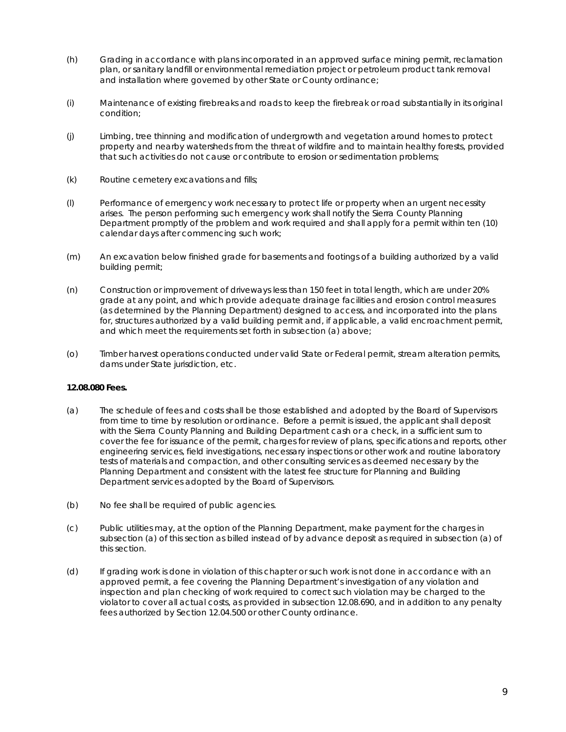(h) Grading in accordance with plans incorporated in an approved surface mining permit, reclamation plan, or sanitary landfill or environmental remediation project or petroleum product tank removal and installation where governed by other State or County ordinance;

(i) Maintenance of existing firebreaks and roads to keep the firebreak or road substantially in its original condition;

(j) Limbing, tree thinning and modification of undergrowth and vegetation around homes to protect property and nearby watersheds from the threat of wildfire and to maintain healthy forests, provided that such activities do not cause or contribute to erosion or sedimentation problems;

(k) Routine cemetery excavations and fills;

(l) Performance of emergency work necessary to protect life or property when an urgent necessity arises. The person performing such emergency work shall notify the Sierra County Planning Department promptly of the problem and work required and shall apply for a permit within ten (10) calendar days after commencing such work;

(m) An excavation below finished grade for basements and footings of a building authorized by a valid building permit;

(n) Construction or improvement of driveways less than 150 feet in total length, which are under 20% grade at any point, and which provide adequate drainage facilities and erosion control measures (as determined by the Planning Department) designed to access, and incorporated into the plans for, structures authorized by a valid building permit and, if applicable, a valid encroachment permit, and which meet the requirements set forth in subsection (a) above;

(o) Timber harvest operations conducted under valid State or Federal permit, stream alteration permits, dams under State jurisdiction, etc.

**12.08.080 Fees.**

(a) The schedule of fees and costs shall be those established and adopted by the Board of Supervisors from time to time by resolution or ordinance. Before a permit is issued, the applicant shall deposit with the Sierra County Planning and Building Department cash or a check, in a sufficient sum to cover the fee for issuance of the permit, charges for review of plans, specifications and reports, other engineering services, field investigations, necessary inspections or other work and routine laboratory tests of materials and compaction, and other consulting services as deemed necessary by the Planning Department and consistent with the latest fee structure for Planning and Building Department services adopted by the Board of Supervisors.

(b) No fee shall be required of public agencies.

(c) Public utilities may, at the option of the Planning Department, make payment for the charges in subsection (a) of this section as billed instead of by advance deposit as required in subsection (a) of this section.

(d) If grading work is done in violation of this chapter or such work is not done in accordance with an approved permit, a fee covering the Planning Department's investigation of any violation and inspection and plan checking of work required to correct such violation may be charged to the violator to cover all actual costs, as provided in subsection 12.08.690, and in addition to any penalty fees authorized by Section 12.04.500 or other County ordinance.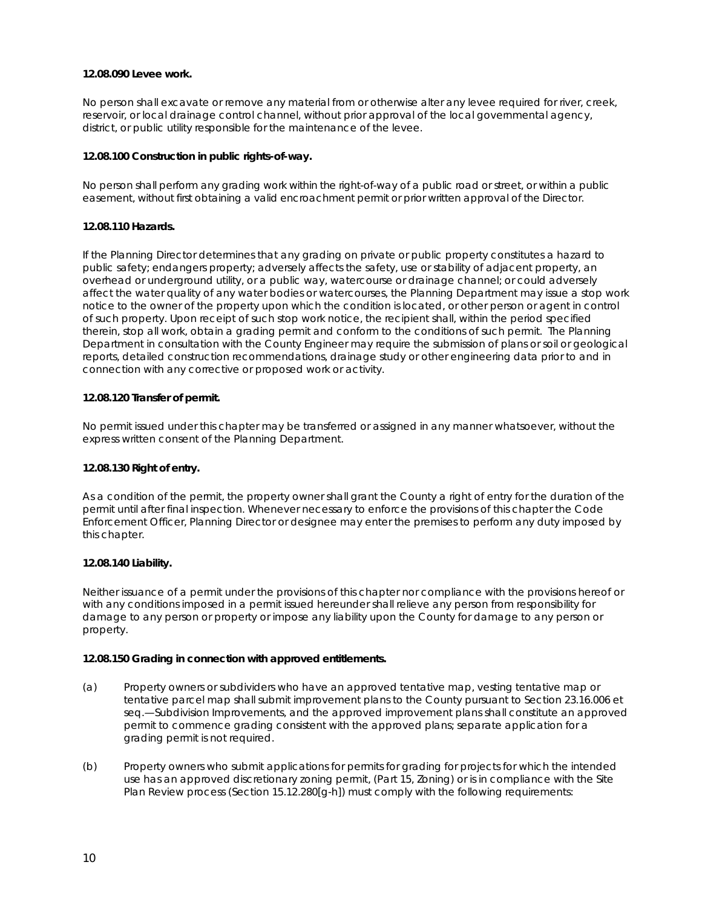**12.08.090 Levee work.**

No person shall excavate or remove any material from or otherwise alter any levee required for river, creek, reservoir, or local drainage control channel, without prior approval of the local governmental agency, district, or public utility responsible for the maintenance of the levee.

**12.08.100 Construction in public rights-of-way.**

No person shall perform any grading work within the right-of-way of a public road or street, or within a public easement, without first obtaining a valid encroachment permit or prior written approval of the Director.

**12.08.110 Hazards.**

If the Planning Director determines that any grading on private or public property constitutes a hazard to public safety; endangers property; adversely affects the safety, use or stability of adjacent property, an overhead or underground utility, or a public way, watercourse or drainage channel; or could adversely affect the water quality of any water bodies or watercourses, the Planning Department may issue a stop work notice to the owner of the property upon which the condition is located, or other person or agent in control of such property. Upon receipt of such stop work notice, the recipient shall, within the period specified therein, stop all work, obtain a grading permit and conform to the conditions of such permit. The Planning Department in consultation with the County Engineer may require the submission of plans or soil or geological reports, detailed construction recommendations, drainage study or other engineering data prior to and in connection with any corrective or proposed work or activity.

**12.08.120 Transfer of permit.**

No permit issued under this chapter may be transferred or assigned in any manner whatsoever, without the express written consent of the Planning Department.

**12.08.130 Right of entry.**

As a condition of the permit, the property owner shall grant the County a right of entry for the duration of the permit until after final inspection. Whenever necessary to enforce the provisions of this chapter the Code Enforcement Officer, Planning Director or designee may enter the premises to perform any duty imposed by this chapter.

**12.08.140 Liability.**

Neither issuance of a permit under the provisions of this chapter nor compliance with the provisions hereof or with any conditions imposed in a permit issued hereunder shall relieve any person from responsibility for damage to any person or property or impose any liability upon the County for damage to any person or property.

**12.08.150 Grading in connection with approved entitlements.**

(a) Property owners or subdividers who have an approved tentative map, vesting tentative map or tentative parcel map shall submit improvement plans to the County pursuant to Section 23.16.006 et seq.—Subdivision Improvements, and the approved improvement plans shall constitute an approved permit to commence grading consistent with the approved plans; separate application for a grading permit is not required.

(b) Property owners who submit applications for permits for grading for projects for which the intended use has an approved discretionary zoning permit, (Part 15, Zoning) or is in compliance with the Site Plan Review process (Section 15.12.280[g-h]) must comply with the following requirements: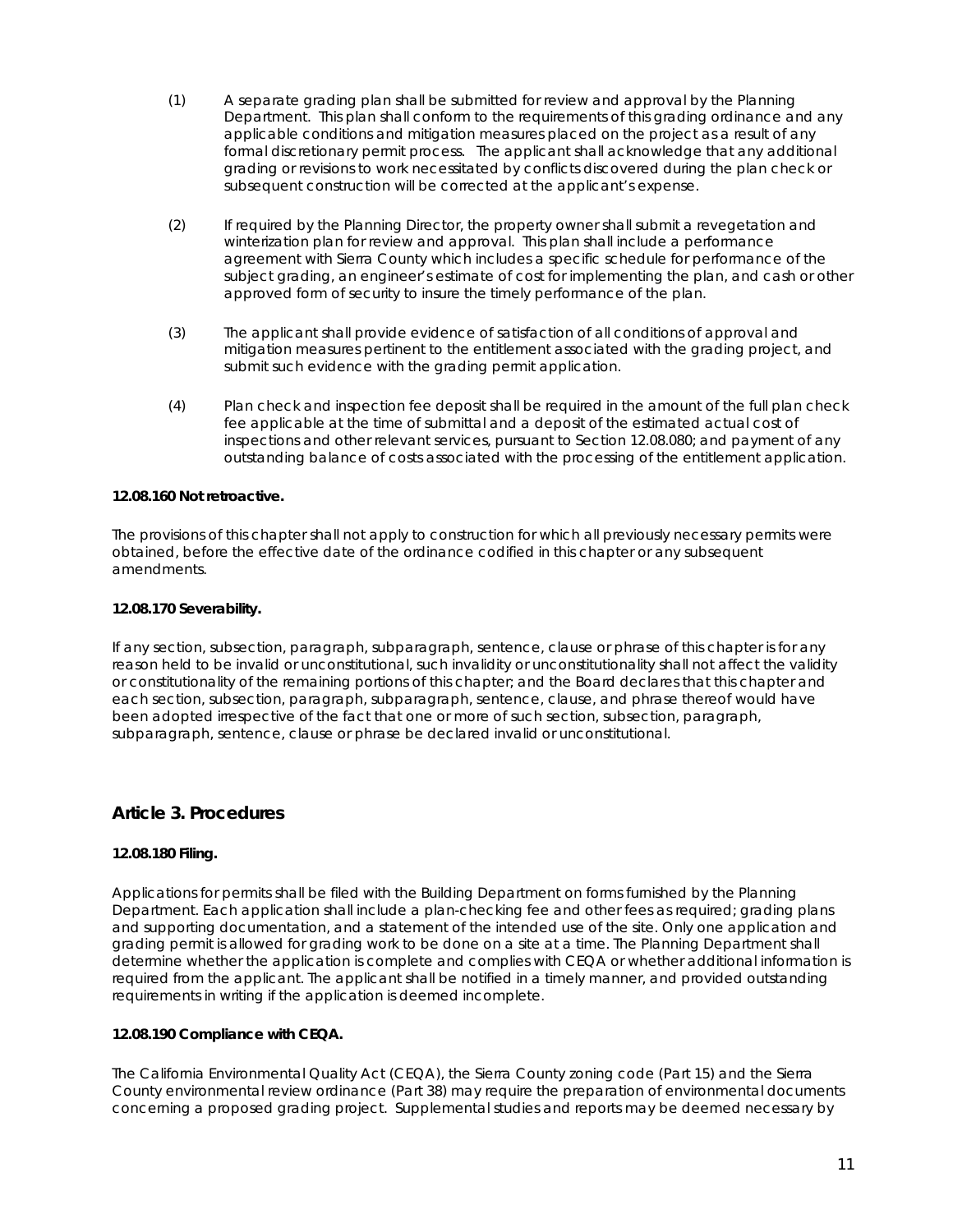(1) A separate grading plan shall be submitted for review and approval by the Planning Department. This plan shall conform to the requirements of this grading ordinance and any applicable conditions and mitigation measures placed on the project as a result of any formal discretionary permit process. The applicant shall acknowledge that any additional grading or revisions to work necessitated by conflicts discovered during the plan check or subsequent construction will be corrected at the applicant's expense.

(2) If required by the Planning Director, the property owner shall submit a revegetation and winterization plan for review and approval. This plan shall include a performance agreement with Sierra County which includes a specific schedule for performance of the subject grading, an engineer's estimate of cost for implementing the plan, and cash or other approved form of security to insure the timely performance of the plan.

(3) The applicant shall provide evidence of satisfaction of all conditions of approval and mitigation measures pertinent to the entitlement associated with the grading project, and submit such evidence with the grading permit application.

(4) Plan check and inspection fee deposit shall be required in the amount of the full plan check fee applicable at the time of submittal and a deposit of the estimated actual cost of inspections and other relevant services, pursuant to Section 12.08.080; and payment of any outstanding balance of costs associated with the processing of the entitlement application.

**12.08.160 Not retroactive.**

The provisions of this chapter shall not apply to construction for which all previously necessary permits were obtained, before the effective date of the ordinance codified in this chapter or any subsequent amendments.

**12.08.170 Severability.**

If any section, subsection, paragraph, subparagraph, sentence, clause or phrase of this chapter is for any reason held to be invalid or unconstitutional, such invalidity or unconstitutionality shall not affect the validity or constitutionality of the remaining portions of this chapter; and the Board declares that this chapter and each section, subsection, paragraph, subparagraph, sentence, clause, and phrase thereof would have been adopted irrespective of the fact that one or more of such section, subsection, paragraph, subparagraph, sentence, clause or phrase be declared invalid or unconstitutional.

## Article 3. Procedures

**12.08.180 Filing.**

Applications for permits shall be filed with the Building Department on forms furnished by the Planning Department. Each application shall include a plan-checking fee and other fees as required; grading plans and supporting documentation, and a statement of the intended use of the site. Only one application and grading permit is allowed for grading work to be done on a site at a time. The Planning Department shall determine whether the application is complete and complies with CEQA or whether additional information is required from the applicant. The applicant shall be notified in a timely manner, and provided outstanding requirements in writing if the application is deemed incomplete.

**12.08.190 Compliance with CEQA.**

The California Environmental Quality Act (CEQA), the Sierra County zoning code (Part 15) and the Sierra County environmental review ordinance (Part 38) may require the preparation of environmental documents concerning a proposed grading project. Supplemental studies and reports may be deemed necessary by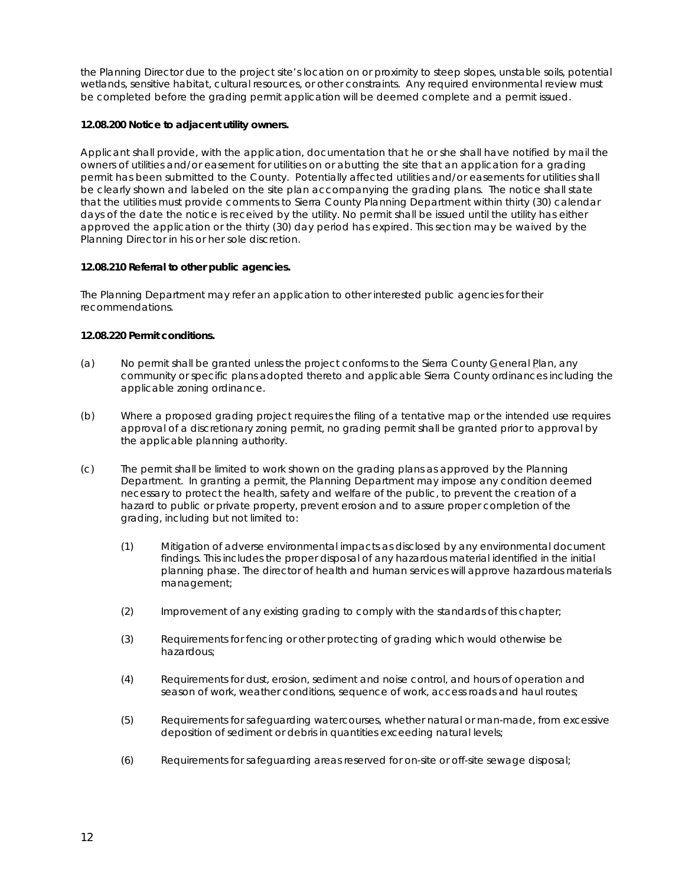the Planning Director due to the project site's location on or proximity to steep slopes, unstable soils, potential wetlands, sensitive habitat, cultural resources, or other constraints. Any required environmental review must be completed before the grading permit application will be deemed complete and a permit issued.

**12.08.200 Notice to adjacent utility owners.**

Applicant shall provide, with the application, documentation that he or she shall have notified by mail the owners of utilities and/or easement for utilities on or abutting the site that an application for a grading permit has been submitted to the County. Potentially affected utilities and/or easements for utilities shall be clearly shown and labeled on the site plan accompanying the grading plans. The notice shall state that the utilities must provide comments to Sierra County Planning Department within thirty (30) calendar days of the date the notice is received by the utility. No permit shall be issued until the utility has either approved the application or the thirty (30) day period has expired. This section may be waived by the Planning Director in his or her sole discretion.

**12.08.210 Referral to other public agencies.**

The Planning Department may refer an application to other interested public agencies for their recommendations.

**12.08.220 Permit conditions.**

(a) No permit shall be granted unless the project conforms to the Sierra County General Plan, any community or specific plans adopted thereto and applicable Sierra County ordinances including the applicable zoning ordinance.

(b) Where a proposed grading project requires the filing of a tentative map or the intended use requires approval of a discretionary zoning permit, no grading permit shall be granted prior to approval by the applicable planning authority.

(c) The permit shall be limited to work shown on the grading plans as approved by the Planning Department. In granting a permit, the Planning Department may impose any condition deemed necessary to protect the health, safety and welfare of the public, to prevent the creation of a hazard to public or private property, prevent erosion and to assure proper completion of the grading, including but not limited to:

(1) Mitigation of adverse environmental impacts as disclosed by any environmental document findings. This includes the proper disposal of any hazardous material identified in the initial planning phase. The director of health and human services will approve hazardous materials management;

(2) Improvement of any existing grading to comply with the standards of this chapter;

(3) Requirements for fencing or other protecting of grading which would otherwise be hazardous;

(4) Requirements for dust, erosion, sediment and noise control, and hours of operation and season of work, weather conditions, sequence of work, access roads and haul routes;

(5) Requirements for safeguarding watercourses, whether natural or man-made, from excessive deposition of sediment or debris in quantities exceeding natural levels;

(6) Requirements for safeguarding areas reserved for on-site or off-site sewage disposal;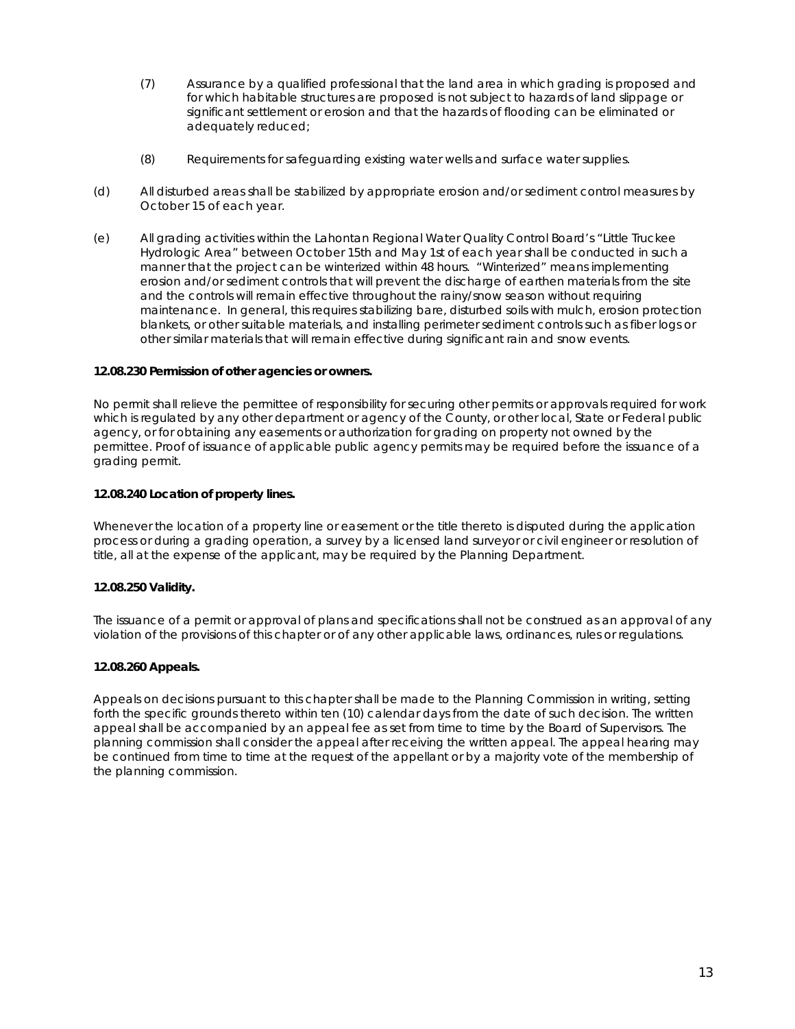(7) Assurance by a qualified professional that the land area in which grading is proposed and for which habitable structures are proposed is not subject to hazards of land slippage or significant settlement or erosion and that the hazards of flooding can be eliminated or adequately reduced;

(8) Requirements for safeguarding existing water wells and surface water supplies.

(d) All disturbed areas shall be stabilized by appropriate erosion and/or sediment control measures by October 15 of each year.

(e) All grading activities within the Lahontan Regional Water Quality Control Board's "Little Truckee Hydrologic Area" between October 15th and May 1st of each year shall be conducted in such a manner that the project can be winterized within 48 hours. "Winterized" means implementing erosion and/or sediment controls that will prevent the discharge of earthen materials from the site and the controls will remain effective throughout the rainy/snow season without requiring maintenance. In general, this requires stabilizing bare, disturbed soils with mulch, erosion protection blankets, or other suitable materials, and installing perimeter sediment controls such as fiber logs or other similar materials that will remain effective during significant rain and snow events.

**12.08.230 Permission of other agencies or owners.**

No permit shall relieve the permittee of responsibility for securing other permits or approvals required for work which is regulated by any other department or agency of the County, or other local, State or Federal public agency, or for obtaining any easements or authorization for grading on property not owned by the permittee. Proof of issuance of applicable public agency permits may be required before the issuance of a grading permit.

**12.08.240 Location of property lines.**

Whenever the location of a property line or easement or the title thereto is disputed during the application process or during a grading operation, a survey by a licensed land surveyor or civil engineer or resolution of title, all at the expense of the applicant, may be required by the Planning Department.

**12.08.250 Validity.**

The issuance of a permit or approval of plans and specifications shall not be construed as an approval of any violation of the provisions of this chapter or of any other applicable laws, ordinances, rules or regulations.

**12.08.260 Appeals.**

Appeals on decisions pursuant to this chapter shall be made to the Planning Commission in writing, setting forth the specific grounds thereto within ten (10) calendar days from the date of such decision. The written appeal shall be accompanied by an appeal fee as set from time to time by the Board of Supervisors. The planning commission shall consider the appeal after receiving the written appeal. The appeal hearing may be continued from time to time at the request of the appellant or by a majority vote of the membership of the planning commission.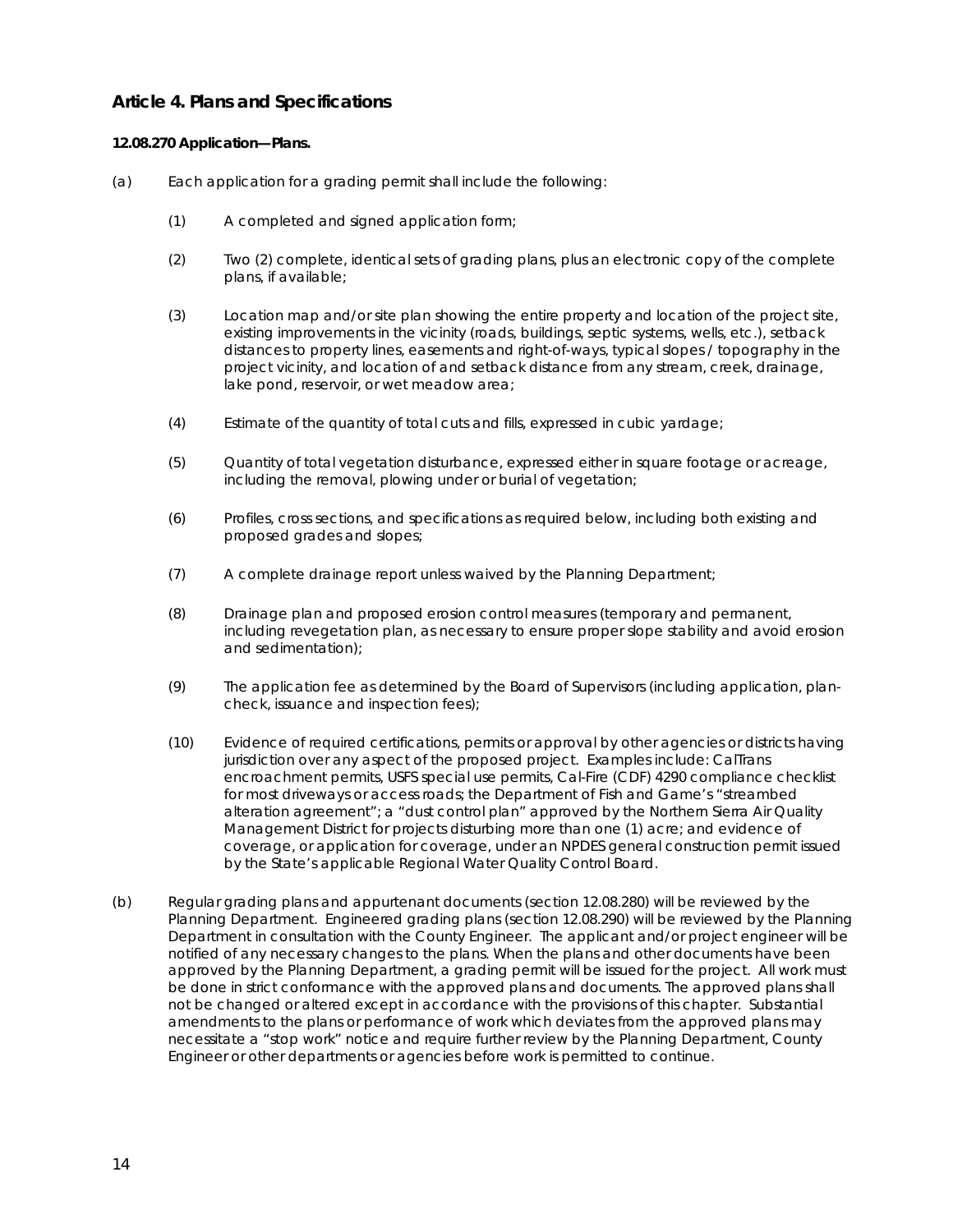## Article 4. Plans and Specifications

**12.08.270 Application—Plans.**

(a) Each application for a grading permit shall include the following:

(1) A completed and signed application form;

(2) Two (2) complete, identical sets of grading plans, plus an electronic copy of the complete plans, if available;

(3) Location map and/or site plan showing the entire property and location of the project site, existing improvements in the vicinity (roads, buildings, septic systems, wells, etc.), setback distances to property lines, easements and right-of-ways, typical slopes / topography in the project vicinity, and location of and setback distance from any stream, creek, drainage, lake pond, reservoir, or wet meadow area;

(4) Estimate of the quantity of total cuts and fills, expressed in cubic yardage;

(5) Quantity of total vegetation disturbance, expressed either in square footage or acreage, including the removal, plowing under or burial of vegetation;

(6) Profiles, cross sections, and specifications as required below, including both existing and proposed grades and slopes;

(7) A complete drainage report unless waived by the Planning Department;

(8) Drainage plan and proposed erosion control measures (temporary and permanent, including revegetation plan, as necessary to ensure proper slope stability and avoid erosion and sedimentation);

(9) The application fee as determined by the Board of Supervisors (including application, plan-check, issuance and inspection fees);

(10) Evidence of required certifications, permits or approval by other agencies or districts having jurisdiction over any aspect of the proposed project. Examples include: CalTrans encroachment permits, USFS special use permits, Cal-Fire (CDF) 4290 compliance checklist for most driveways or access roads; the Department of Fish and Game's "streambed alteration agreement"; a "dust control plan" approved by the Northern Sierra Air Quality Management District for projects disturbing more than one (1) acre; and evidence of coverage, or application for coverage, under an NPDES general construction permit issued by the State's applicable Regional Water Quality Control Board.

(b) Regular grading plans and appurtenant documents (section 12.08.280) will be reviewed by the Planning Department. Engineered grading plans (section 12.08.290) will be reviewed by the Planning Department in consultation with the County Engineer. The applicant and/or project engineer will be notified of any necessary changes to the plans. When the plans and other documents have been approved by the Planning Department, a grading permit will be issued for the project. All work must be done in strict conformance with the approved plans and documents. The approved plans shall not be changed or altered except in accordance with the provisions of this chapter. Substantial amendments to the plans or performance of work which deviates from the approved plans may necessitate a "stop work" notice and require further review by the Planning Department, County Engineer or other departments or agencies before work is permitted to continue.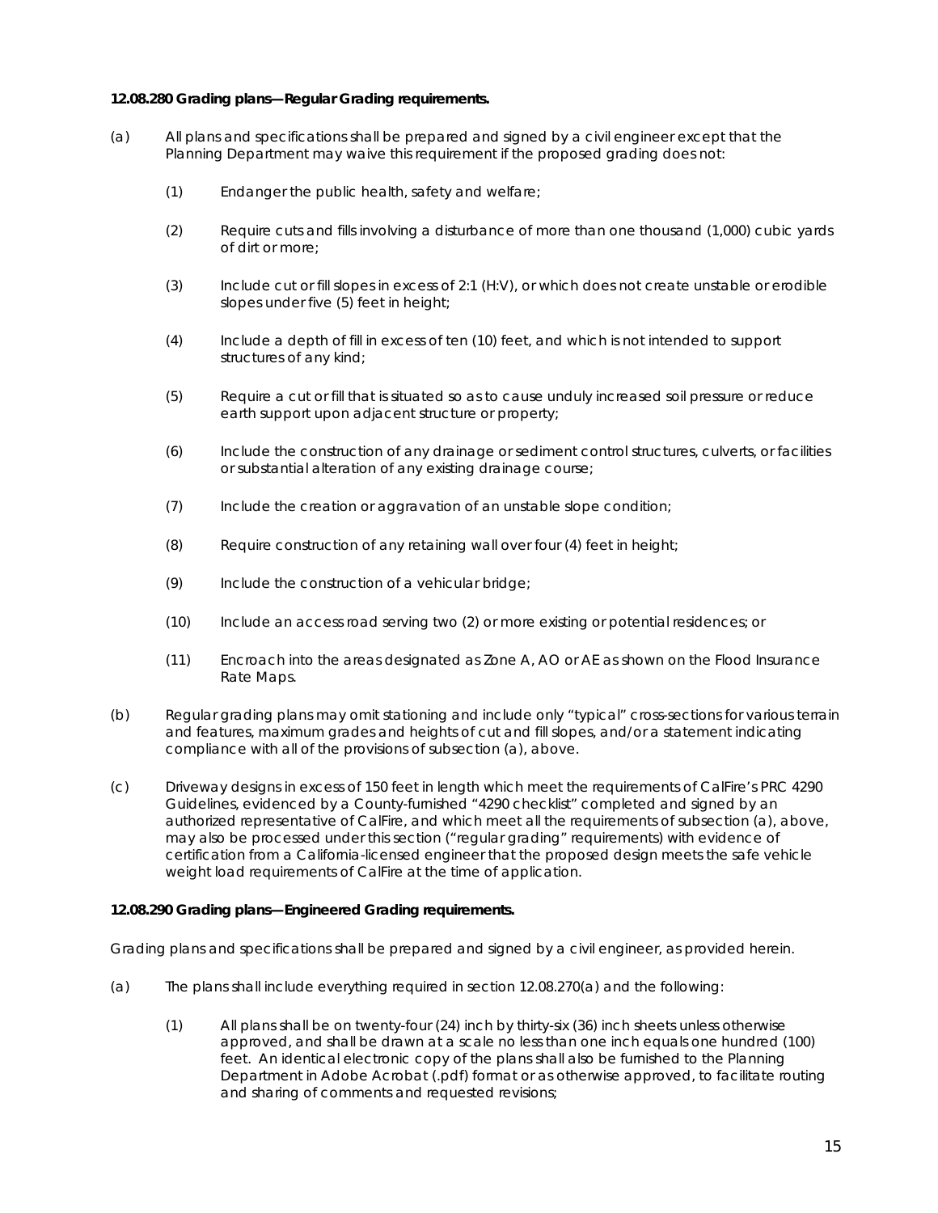**12.08.280 Grading plans—Regular Grading requirements.**

(a) All plans and specifications shall be prepared and signed by a civil engineer except that the Planning Department may waive this requirement if the proposed grading does not:

   (1) Endanger the public health, safety and welfare;

   (2) Require cuts and fills involving a disturbance of more than one thousand (1,000) cubic yards of dirt or more;

   (3) Include cut or fill slopes in excess of 2:1 (H:V), or which does not create unstable or erodible slopes under five (5) feet in height;

   (4) Include a depth of fill in excess of ten (10) feet, and which is not intended to support structures of any kind;

   (5) Require a cut or fill that is situated so as to cause unduly increased soil pressure or reduce earth support upon adjacent structure or property;

   (6) Include the construction of any drainage or sediment control structures, culverts, or facilities or substantial alteration of any existing drainage course;

   (7) Include the creation or aggravation of an unstable slope condition;

   (8) Require construction of any retaining wall over four (4) feet in height;

   (9) Include the construction of a vehicular bridge;

   (10) Include an access road serving two (2) or more existing or potential residences; or

   (11) Encroach into the areas designated as Zone A, AO or AE as shown on the Flood Insurance Rate Maps.

(b) Regular grading plans may omit stationing and include only "typical" cross-sections for various terrain and features, maximum grades and heights of cut and fill slopes, and/or a statement indicating compliance with all of the provisions of subsection (a), above.

(c) Driveway designs in excess of 150 feet in length which meet the requirements of CalFire's PRC 4290 Guidelines, evidenced by a County-furnished "4290 checklist" completed and signed by an authorized representative of CalFire, and which meet all the requirements of subsection (a), above, may also be processed under this section ("regular grading" requirements) with evidence of certification from a California-licensed engineer that the proposed design meets the safe vehicle weight load requirements of CalFire at the time of application.

**12.08.290 Grading plans—Engineered Grading requirements.**

Grading plans and specifications shall be prepared and signed by a civil engineer, as provided herein.

(a) The plans shall include everything required in section 12.08.270(a) and the following:

   (1) All plans shall be on twenty-four (24) inch by thirty-six (36) inch sheets unless otherwise approved, and shall be drawn at a scale no less than one inch equals one hundred (100) feet. An identical electronic copy of the plans shall also be furnished to the Planning Department in Adobe Acrobat (.pdf) format or as otherwise approved, to facilitate routing and sharing of comments and requested revisions;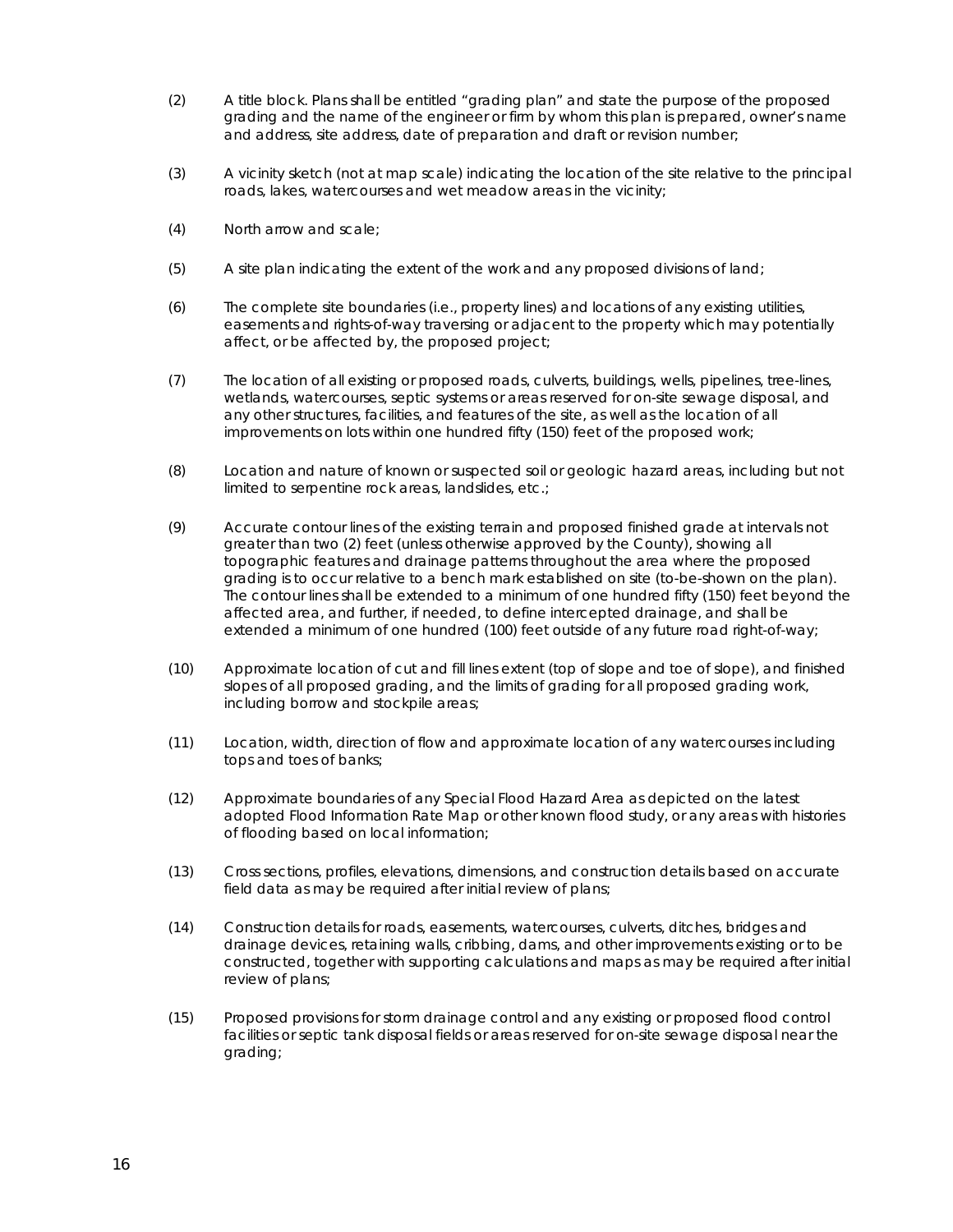(2) A title block. Plans shall be entitled "grading plan" and state the purpose of the proposed grading and the name of the engineer or firm by whom this plan is prepared, owner's name and address, site address, date of preparation and draft or revision number;

(3) A vicinity sketch (not at map scale) indicating the location of the site relative to the principal roads, lakes, watercourses and wet meadow areas in the vicinity;

(4) North arrow and scale;

(5) A site plan indicating the extent of the work and any proposed divisions of land;

(6) The complete site boundaries (i.e., property lines) and locations of any existing utilities, easements and rights-of-way traversing or adjacent to the property which may potentially affect, or be affected by, the proposed project;

(7) The location of all existing or proposed roads, culverts, buildings, wells, pipelines, tree-lines, wetlands, watercourses, septic systems or areas reserved for on-site sewage disposal, and any other structures, facilities, and features of the site, as well as the location of all improvements on lots within one hundred fifty (150) feet of the proposed work;

(8) Location and nature of known or suspected soil or geologic hazard areas, including but not limited to serpentine rock areas, landslides, etc.;

(9) Accurate contour lines of the existing terrain and proposed finished grade at intervals not greater than two (2) feet (unless otherwise approved by the County), showing all topographic features and drainage patterns throughout the area where the proposed grading is to occur relative to a bench mark established on site (to-be-shown on the plan). The contour lines shall be extended to a minimum of one hundred fifty (150) feet beyond the affected area, and further, if needed, to define intercepted drainage, and shall be extended a minimum of one hundred (100) feet outside of any future road right-of-way;

(10) Approximate location of cut and fill lines extent (top of slope and toe of slope), and finished slopes of all proposed grading, and the limits of grading for all proposed grading work, including borrow and stockpile areas;

(11) Location, width, direction of flow and approximate location of any watercourses including tops and toes of banks;

(12) Approximate boundaries of any Special Flood Hazard Area as depicted on the latest adopted Flood Information Rate Map or other known flood study, or any areas with histories of flooding based on local information;

(13) Cross sections, profiles, elevations, dimensions, and construction details based on accurate field data as may be required after initial review of plans;

(14) Construction details for roads, easements, watercourses, culverts, ditches, bridges and drainage devices, retaining walls, cribbing, dams, and other improvements existing or to be constructed, together with supporting calculations and maps as may be required after initial review of plans;

(15) Proposed provisions for storm drainage control and any existing or proposed flood control facilities or septic tank disposal fields or areas reserved for on-site sewage disposal near the grading;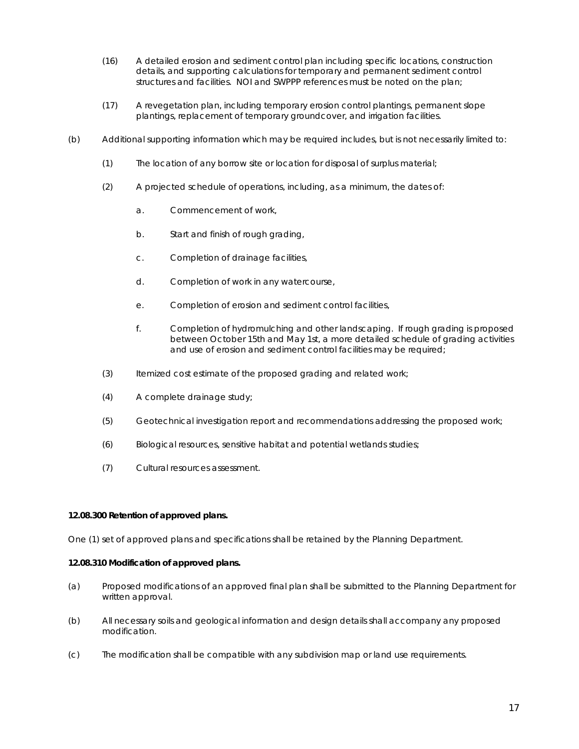(16) A detailed erosion and sediment control plan including specific locations, construction details, and supporting calculations for temporary and permanent sediment control structures and facilities. NOI and SWPPP references must be noted on the plan;

(17) A revegetation plan, including temporary erosion control plantings, permanent slope plantings, replacement of temporary groundcover, and irrigation facilities.

(b) Additional supporting information which may be required includes, but is not necessarily limited to:

(1) The location of any borrow site or location for disposal of surplus material;

(2) A projected schedule of operations, including, as a minimum, the dates of:

a. Commencement of work,

b. Start and finish of rough grading,

c. Completion of drainage facilities,

d. Completion of work in any watercourse,

e. Completion of erosion and sediment control facilities,

f. Completion of hydromulching and other landscaping. If rough grading is proposed between October 15th and May 1st, a more detailed schedule of grading activities and use of erosion and sediment control facilities may be required;

(3) Itemized cost estimate of the proposed grading and related work;

(4) A complete drainage study;

(5) Geotechnical investigation report and recommendations addressing the proposed work;

(6) Biological resources, sensitive habitat and potential wetlands studies;

(7) Cultural resources assessment.

**12.08.300 Retention of approved plans.**

One (1) set of approved plans and specifications shall be retained by the Planning Department.

**12.08.310 Modification of approved plans.**

(a) Proposed modifications of an approved final plan shall be submitted to the Planning Department for written approval.

(b) All necessary soils and geological information and design details shall accompany any proposed modification.

(c) The modification shall be compatible with any subdivision map or land use requirements.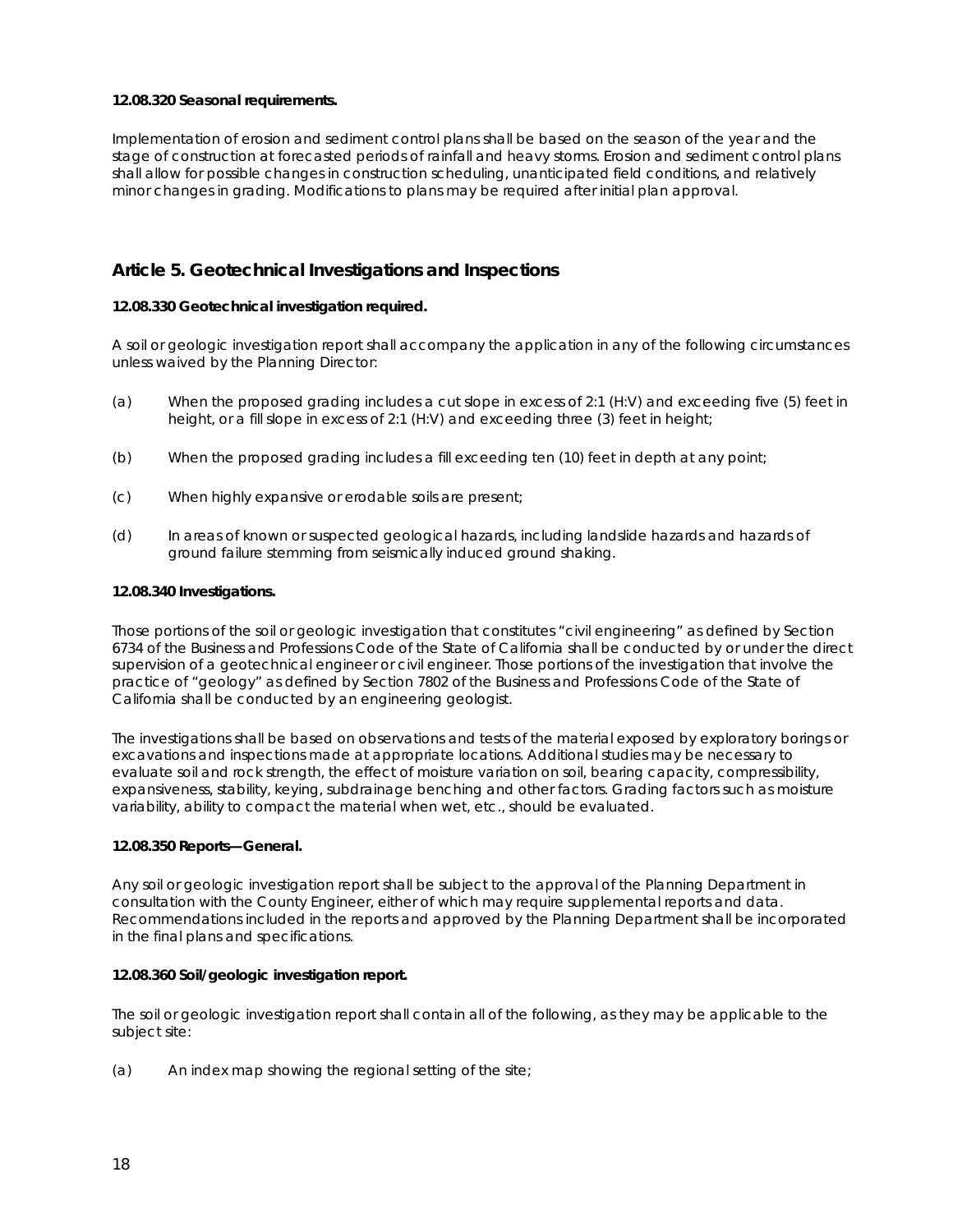**12.08.320 Seasonal requirements.**

Implementation of erosion and sediment control plans shall be based on the season of the year and the stage of construction at forecasted periods of rainfall and heavy storms. Erosion and sediment control plans shall allow for possible changes in construction scheduling, unanticipated field conditions, and relatively minor changes in grading. Modifications to plans may be required after initial plan approval.

## Article 5. Geotechnical Investigations and Inspections

**12.08.330 Geotechnical investigation required.**

A soil or geologic investigation report shall accompany the application in any of the following circumstances unless waived by the Planning Director:

(a) When the proposed grading includes a cut slope in excess of 2:1 (H:V) and exceeding five (5) feet in height, or a fill slope in excess of 2:1 (H:V) and exceeding three (3) feet in height;

(b) When the proposed grading includes a fill exceeding ten (10) feet in depth at any point;

(c) When highly expansive or erodable soils are present;

(d) In areas of known or suspected geological hazards, including landslide hazards and hazards of ground failure stemming from seismically induced ground shaking.

**12.08.340 Investigations.**

Those portions of the soil or geologic investigation that constitutes "civil engineering" as defined by Section 6734 of the Business and Professions Code of the State of California shall be conducted by or under the direct supervision of a geotechnical engineer or civil engineer. Those portions of the investigation that involve the practice of "geology" as defined by Section 7802 of the Business and Professions Code of the State of California shall be conducted by an engineering geologist.

The investigations shall be based on observations and tests of the material exposed by exploratory borings or excavations and inspections made at appropriate locations. Additional studies may be necessary to evaluate soil and rock strength, the effect of moisture variation on soil, bearing capacity, compressibility, expansiveness, stability, keying, subdrainage benching and other factors. Grading factors such as moisture variability, ability to compact the material when wet, etc., should be evaluated.

**12.08.350 Reports—General.**

Any soil or geologic investigation report shall be subject to the approval of the Planning Department in consultation with the County Engineer, either of which may require supplemental reports and data. Recommendations included in the reports and approved by the Planning Department shall be incorporated in the final plans and specifications.

**12.08.360 Soil/geologic investigation report.**

The soil or geologic investigation report shall contain all of the following, as they may be applicable to the subject site:

(a) An index map showing the regional setting of the site;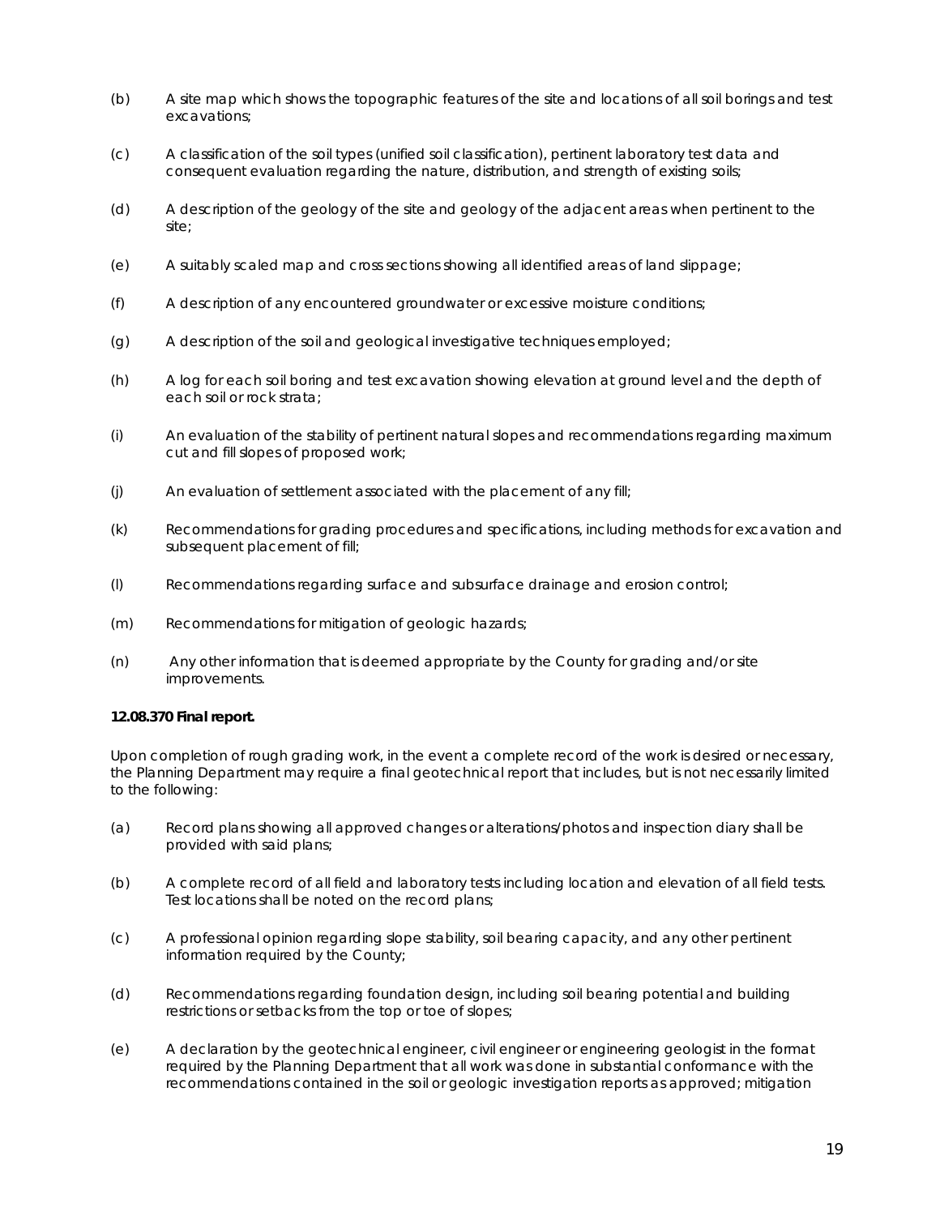(b) A site map which shows the topographic features of the site and locations of all soil borings and test excavations;

(c) A classification of the soil types (unified soil classification), pertinent laboratory test data and consequent evaluation regarding the nature, distribution, and strength of existing soils;

(d) A description of the geology of the site and geology of the adjacent areas when pertinent to the site;

(e) A suitably scaled map and cross sections showing all identified areas of land slippage;

(f) A description of any encountered groundwater or excessive moisture conditions;

(g) A description of the soil and geological investigative techniques employed;

(h) A log for each soil boring and test excavation showing elevation at ground level and the depth of each soil or rock strata;

(i) An evaluation of the stability of pertinent natural slopes and recommendations regarding maximum cut and fill slopes of proposed work;

(j) An evaluation of settlement associated with the placement of any fill;

(k) Recommendations for grading procedures and specifications, including methods for excavation and subsequent placement of fill;

(l) Recommendations regarding surface and subsurface drainage and erosion control;

(m) Recommendations for mitigation of geologic hazards;

(n) Any other information that is deemed appropriate by the County for grading and/or site improvements.

**12.08.370 Final report.**

Upon completion of rough grading work, in the event a complete record of the work is desired or necessary, the Planning Department may require a final geotechnical report that includes, but is not necessarily limited to the following:

(a) Record plans showing all approved changes or alterations/photos and inspection diary shall be provided with said plans;

(b) A complete record of all field and laboratory tests including location and elevation of all field tests. Test locations shall be noted on the record plans;

(c) A professional opinion regarding slope stability, soil bearing capacity, and any other pertinent information required by the County;

(d) Recommendations regarding foundation design, including soil bearing potential and building restrictions or setbacks from the top or toe of slopes;

(e) A declaration by the geotechnical engineer, civil engineer or engineering geologist in the format required by the Planning Department that all work was done in substantial conformance with the recommendations contained in the soil or geologic investigation reports as approved; mitigation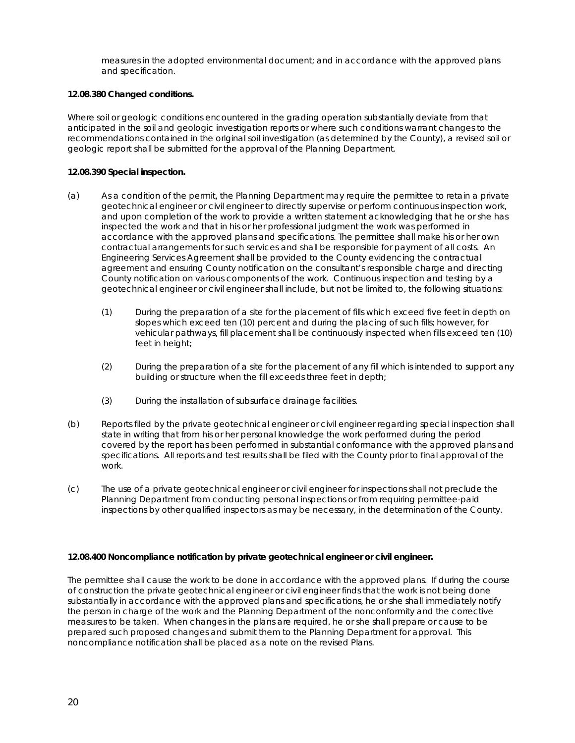measures in the adopted environmental document; and in accordance with the approved plans and specification.

**12.08.380 Changed conditions.**

Where soil or geologic conditions encountered in the grading operation substantially deviate from that anticipated in the soil and geologic investigation reports or where such conditions warrant changes to the recommendations contained in the original soil investigation (as determined by the County), a revised soil or geologic report shall be submitted for the approval of the Planning Department.

**12.08.390 Special inspection.**

(a) As a condition of the permit, the Planning Department may require the permittee to retain a private geotechnical engineer or civil engineer to directly supervise or perform continuous inspection work, and upon completion of the work to provide a written statement acknowledging that he or she has inspected the work and that in his or her professional judgment the work was performed in accordance with the approved plans and specifications. The permittee shall make his or her own contractual arrangements for such services and shall be responsible for payment of all costs. An Engineering Services Agreement shall be provided to the County evidencing the contractual agreement and ensuring County notification on the consultant's responsible charge and directing County notification on various components of the work. Continuous inspection and testing by a geotechnical engineer or civil engineer shall include, but not be limited to, the following situations:

   (1) During the preparation of a site for the placement of fills which exceed five feet in depth on slopes which exceed ten (10) percent and during the placing of such fills; however, for vehicular pathways, fill placement shall be continuously inspected when fills exceed ten (10) feet in height;

   (2) During the preparation of a site for the placement of any fill which is intended to support any building or structure when the fill exceeds three feet in depth;

   (3) During the installation of subsurface drainage facilities.

(b) Reports filed by the private geotechnical engineer or civil engineer regarding special inspection shall state in writing that from his or her personal knowledge the work performed during the period covered by the report has been performed in substantial conformance with the approved plans and specifications. All reports and test results shall be filed with the County prior to final approval of the work.

(c) The use of a private geotechnical engineer or civil engineer for inspections shall not preclude the Planning Department from conducting personal inspections or from requiring permittee-paid inspections by other qualified inspectors as may be necessary, in the determination of the County.

**12.08.400 Noncompliance notification by private geotechnical engineer or civil engineer.**

The permittee shall cause the work to be done in accordance with the approved plans. If during the course of construction the private geotechnical engineer or civil engineer finds that the work is not being done substantially in accordance with the approved plans and specifications, he or she shall immediately notify the person in charge of the work and the Planning Department of the nonconformity and the corrective measures to be taken. When changes in the plans are required, he or she shall prepare or cause to be prepared such proposed changes and submit them to the Planning Department for approval. This noncompliance notification shall be placed as a note on the revised Plans.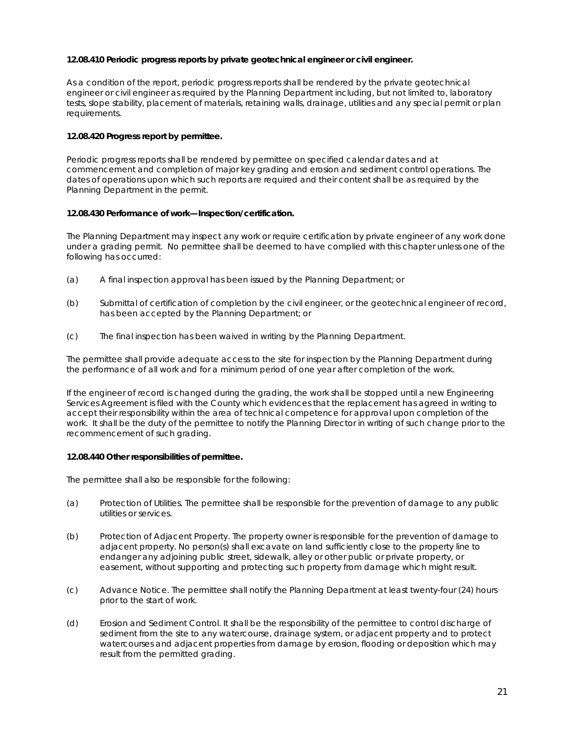**12.08.410 Periodic progress reports by private geotechnical engineer or civil engineer.**

As a condition of the report, periodic progress reports shall be rendered by the private geotechnical engineer or civil engineer as required by the Planning Department including, but not limited to, laboratory tests, slope stability, placement of materials, retaining walls, drainage, utilities and any special permit or plan requirements.

**12.08.420 Progress report by permittee.**

Periodic progress reports shall be rendered by permittee on specified calendar dates and at commencement and completion of major key grading and erosion and sediment control operations. The dates of operations upon which such reports are required and their content shall be as required by the Planning Department in the permit.

**12.08.430 Performance of work—Inspection/certification.**

The Planning Department may inspect any work or require certification by private engineer of any work done under a grading permit. No permittee shall be deemed to have complied with this chapter unless one of the following has occurred:

(a) A final inspection approval has been issued by the Planning Department; or

(b) Submittal of certification of completion by the civil engineer, or the geotechnical engineer of record, has been accepted by the Planning Department; or

(c) The final inspection has been waived in writing by the Planning Department.

The permittee shall provide adequate access to the site for inspection by the Planning Department during the performance of all work and for a minimum period of one year after completion of the work.

If the engineer of record is changed during the grading, the work shall be stopped until a new Engineering Services Agreement is filed with the County which evidences that the replacement has agreed in writing to accept their responsibility within the area of technical competence for approval upon completion of the work. It shall be the duty of the permittee to notify the Planning Director in writing of such change prior to the recommencement of such grading.

**12.08.440 Other responsibilities of permittee.**

The permittee shall also be responsible for the following:

(a) Protection of Utilities. The permittee shall be responsible for the prevention of damage to any public utilities or services.

(b) Protection of Adjacent Property. The property owner is responsible for the prevention of damage to adjacent property. No person(s) shall excavate on land sufficiently close to the property line to endanger any adjoining public street, sidewalk, alley or other public or private property, or easement, without supporting and protecting such property from damage which might result.

(c) Advance Notice. The permittee shall notify the Planning Department at least twenty-four (24) hours prior to the start of work.

(d) Erosion and Sediment Control. It shall be the responsibility of the permittee to control discharge of sediment from the site to any watercourse, drainage system, or adjacent property and to protect watercourses and adjacent properties from damage by erosion, flooding or deposition which may result from the permitted grading.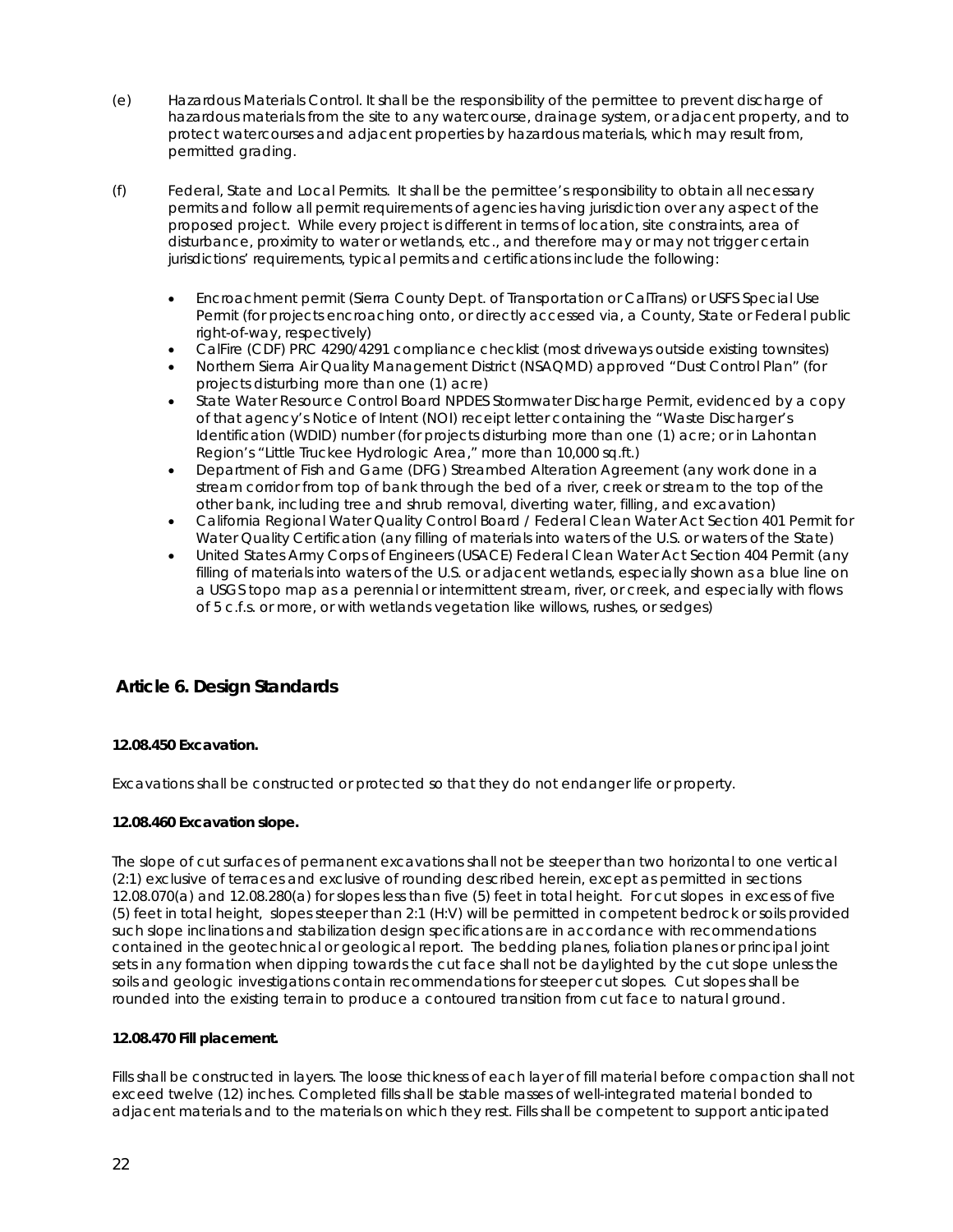(e) Hazardous Materials Control. It shall be the responsibility of the permittee to prevent discharge of hazardous materials from the site to any watercourse, drainage system, or adjacent property, and to protect watercourses and adjacent properties by hazardous materials, which may result from, permitted grading.

(f) Federal, State and Local Permits. It shall be the permittee's responsibility to obtain all necessary permits and follow all permit requirements of agencies having jurisdiction over any aspect of the proposed project. While every project is different in terms of location, site constraints, area of disturbance, proximity to water or wetlands, etc., and therefore may or may not trigger certain jurisdictions' requirements, typical permits and certifications include the following:

- Encroachment permit (Sierra County Dept. of Transportation or CalTrans) or USFS Special Use Permit (for projects encroaching onto, or directly accessed via, a County, State or Federal public right-of-way, respectively)
- CalFire (CDF) PRC 4290/4291 compliance checklist (most driveways outside existing townsites)
- Northern Sierra Air Quality Management District (NSAQMD) approved "Dust Control Plan" (for projects disturbing more than one (1) acre)
- State Water Resource Control Board NPDES Stormwater Discharge Permit, evidenced by a copy of that agency's Notice of Intent (NOI) receipt letter containing the "Waste Discharger's Identification (WDID) number (for projects disturbing more than one (1) acre; or in Lahontan Region's "Little Truckee Hydrologic Area," more than 10,000 sq.ft.)
- Department of Fish and Game (DFG) Streambed Alteration Agreement (any work done in a stream corridor from top of bank through the bed of a river, creek or stream to the top of the other bank, including tree and shrub removal, diverting water, filling, and excavation)
- California Regional Water Quality Control Board / Federal Clean Water Act Section 401 Permit for Water Quality Certification (any filling of materials into waters of the U.S. or waters of the State)
- United States Army Corps of Engineers (USACE) Federal Clean Water Act Section 404 Permit (any filling of materials into waters of the U.S. or adjacent wetlands, especially shown as a blue line on a USGS topo map as a perennial or intermittent stream, river, or creek, and especially with flows of 5 c.f.s. or more, or with wetlands vegetation like willows, rushes, or sedges)

## Article 6. Design Standards

### 12.08.450 Excavation.

Excavations shall be constructed or protected so that they do not endanger life or property.

### 12.08.460 Excavation slope.

The slope of cut surfaces of permanent excavations shall not be steeper than two horizontal to one vertical (2:1) exclusive of terraces and exclusive of rounding described herein, except as permitted in sections 12.08.070(a) and 12.08.280(a) for slopes less than five (5) feet in total height. For cut slopes in excess of five (5) feet in total height, slopes steeper than 2:1 (H:V) will be permitted in competent bedrock or soils provided such slope inclinations and stabilization design specifications are in accordance with recommendations contained in the geotechnical or geological report. The bedding planes, foliation planes or principal joint sets in any formation when dipping towards the cut face shall not be daylighted by the cut slope unless the soils and geologic investigations contain recommendations for steeper cut slopes. Cut slopes shall be rounded into the existing terrain to produce a contoured transition from cut face to natural ground.

### 12.08.470 Fill placement.

Fills shall be constructed in layers. The loose thickness of each layer of fill material before compaction shall not exceed twelve (12) inches. Completed fills shall be stable masses of well-integrated material bonded to adjacent materials and to the materials on which they rest. Fills shall be competent to support anticipated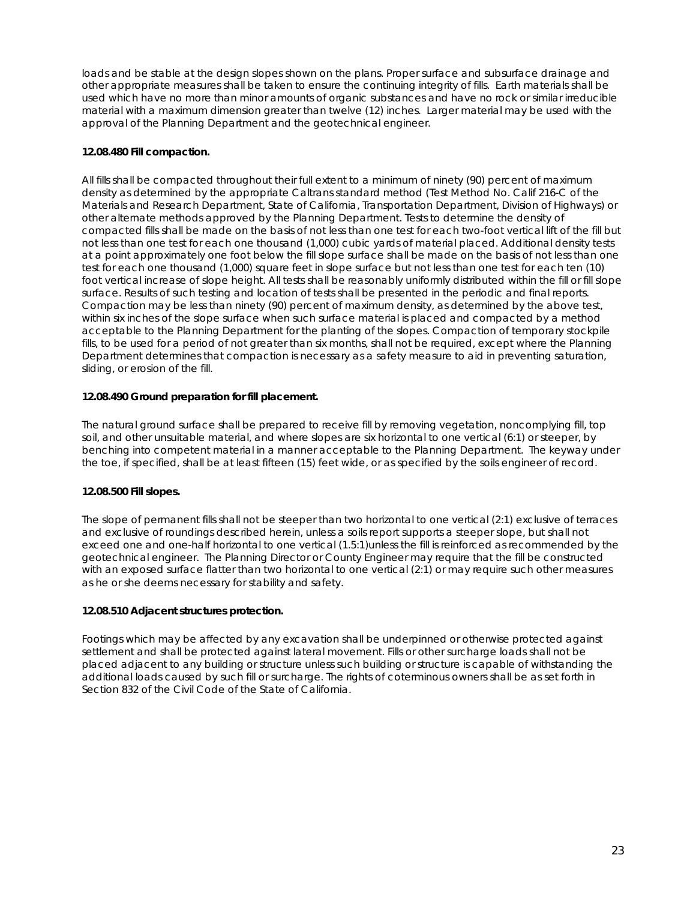loads and be stable at the design slopes shown on the plans. Proper surface and subsurface drainage and other appropriate measures shall be taken to ensure the continuing integrity of fills. Earth materials shall be used which have no more than minor amounts of organic substances and have no rock or similar irreducible material with a maximum dimension greater than twelve (12) inches. Larger material may be used with the approval of the Planning Department and the geotechnical engineer.

**12.08.480 Fill compaction.**

All fills shall be compacted throughout their full extent to a minimum of ninety (90) percent of maximum density as determined by the appropriate Caltrans standard method (Test Method No. Calif 216-C of the Materials and Research Department, State of California, Transportation Department, Division of Highways) or other alternate methods approved by the Planning Department. Tests to determine the density of compacted fills shall be made on the basis of not less than one test for each two-foot vertical lift of the fill but not less than one test for each one thousand (1,000) cubic yards of material placed. Additional density tests at a point approximately one foot below the fill slope surface shall be made on the basis of not less than one test for each one thousand (1,000) square feet in slope surface but not less than one test for each ten (10) foot vertical increase of slope height. All tests shall be reasonably uniformly distributed within the fill or fill slope surface. Results of such testing and location of tests shall be presented in the periodic and final reports. Compaction may be less than ninety (90) percent of maximum density, as determined by the above test, within six inches of the slope surface when such surface material is placed and compacted by a method acceptable to the Planning Department for the planting of the slopes. Compaction of temporary stockpile fills, to be used for a period of not greater than six months, shall not be required, except where the Planning Department determines that compaction is necessary as a safety measure to aid in preventing saturation, sliding, or erosion of the fill.

**12.08.490 Ground preparation for fill placement.**

The natural ground surface shall be prepared to receive fill by removing vegetation, noncomplying fill, top soil, and other unsuitable material, and where slopes are six horizontal to one vertical (6:1) or steeper, by benching into competent material in a manner acceptable to the Planning Department. The keyway under the toe, if specified, shall be at least fifteen (15) feet wide, or as specified by the soils engineer of record.

**12.08.500 Fill slopes.**

The slope of permanent fills shall not be steeper than two horizontal to one vertical (2:1) exclusive of terraces and exclusive of roundings described herein, unless a soils report supports a steeper slope, but shall not exceed one and one-half horizontal to one vertical (1.5:1)unless the fill is reinforced as recommended by the geotechnical engineer. The Planning Director or County Engineer may require that the fill be constructed with an exposed surface flatter than two horizontal to one vertical (2:1) or may require such other measures as he or she deems necessary for stability and safety.

**12.08.510 Adjacent structures protection.**

Footings which may be affected by any excavation shall be underpinned or otherwise protected against settlement and shall be protected against lateral movement. Fills or other surcharge loads shall not be placed adjacent to any building or structure unless such building or structure is capable of withstanding the additional loads caused by such fill or surcharge. The rights of coterminous owners shall be as set forth in Section 832 of the Civil Code of the State of California.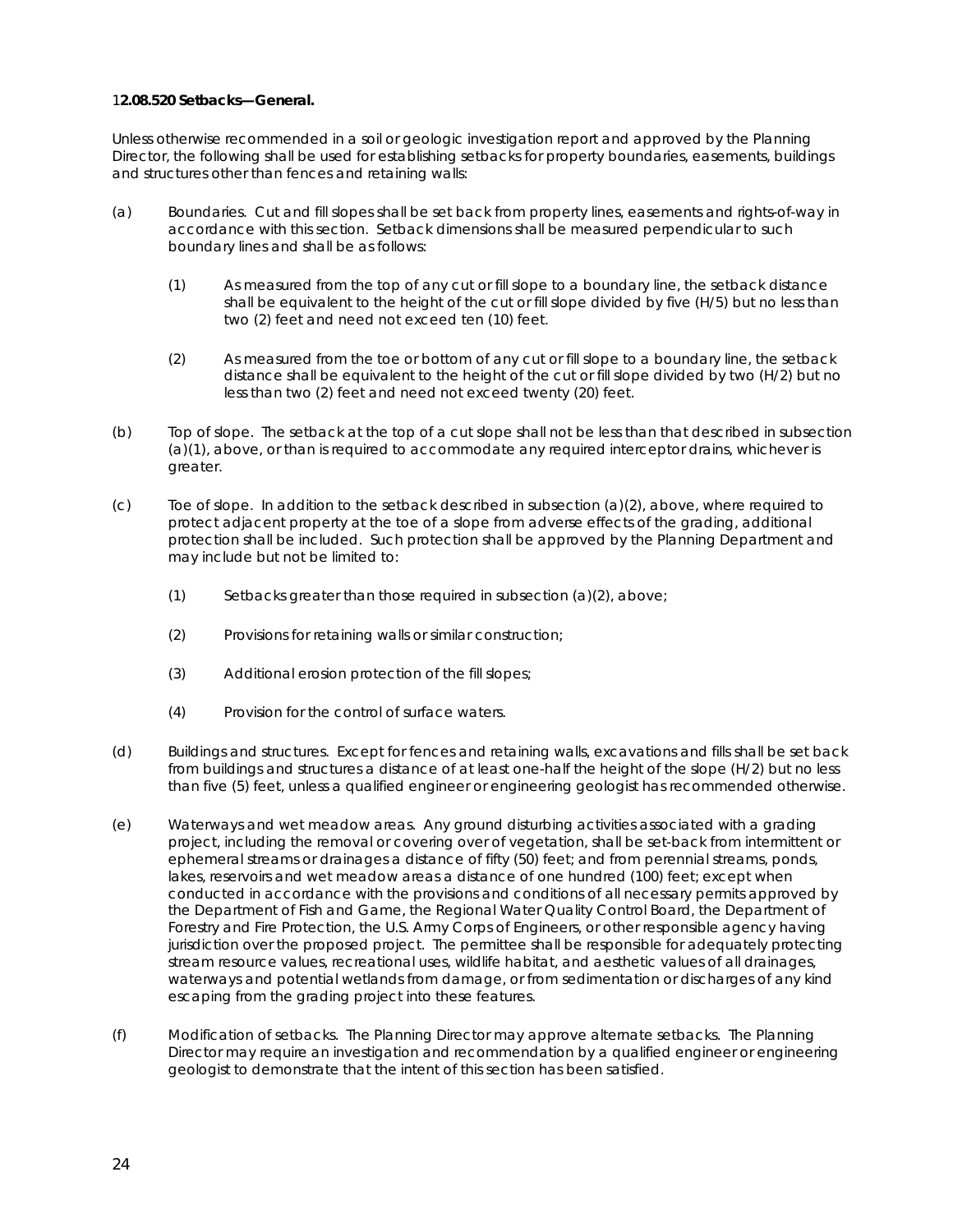**12.08.520 Setbacks—General.**

Unless otherwise recommended in a soil or geologic investigation report and approved by the Planning Director, the following shall be used for establishing setbacks for property boundaries, easements, buildings and structures other than fences and retaining walls:

(a) Boundaries. Cut and fill slopes shall be set back from property lines, easements and rights-of-way in accordance with this section. Setback dimensions shall be measured perpendicular to such boundary lines and shall be as follows:

  (1) As measured from the top of any cut or fill slope to a boundary line, the setback distance shall be equivalent to the height of the cut or fill slope divided by five (H/5) but no less than two (2) feet and need not exceed ten (10) feet.

  (2) As measured from the toe or bottom of any cut or fill slope to a boundary line, the setback distance shall be equivalent to the height of the cut or fill slope divided by two (H/2) but no less than two (2) feet and need not exceed twenty (20) feet.

(b) Top of slope. The setback at the top of a cut slope shall not be less than that described in subsection (a)(1), above, or than is required to accommodate any required interceptor drains, whichever is greater.

(c) Toe of slope. In addition to the setback described in subsection (a)(2), above, where required to protect adjacent property at the toe of a slope from adverse effects of the grading, additional protection shall be included. Such protection shall be approved by the Planning Department and may include but not be limited to:

  (1) Setbacks greater than those required in subsection (a)(2), above;

  (2) Provisions for retaining walls or similar construction;

  (3) Additional erosion protection of the fill slopes;

  (4) Provision for the control of surface waters.

(d) Buildings and structures. Except for fences and retaining walls, excavations and fills shall be set back from buildings and structures a distance of at least one-half the height of the slope (H/2) but no less than five (5) feet, unless a qualified engineer or engineering geologist has recommended otherwise.

(e) Waterways and wet meadow areas. Any ground disturbing activities associated with a grading project, including the removal or covering over of vegetation, shall be set-back from intermittent or ephemeral streams or drainages a distance of fifty (50) feet; and from perennial streams, ponds, lakes, reservoirs and wet meadow areas a distance of one hundred (100) feet; except when conducted in accordance with the provisions and conditions of all necessary permits approved by the Department of Fish and Game, the Regional Water Quality Control Board, the Department of Forestry and Fire Protection, the U.S. Army Corps of Engineers, or other responsible agency having jurisdiction over the proposed project. The permittee shall be responsible for adequately protecting stream resource values, recreational uses, wildlife habitat, and aesthetic values of all drainages, waterways and potential wetlands from damage, or from sedimentation or discharges of any kind escaping from the grading project into these features.

(f) Modification of setbacks. The Planning Director may approve alternate setbacks. The Planning Director may require an investigation and recommendation by a qualified engineer or engineering geologist to demonstrate that the intent of this section has been satisfied.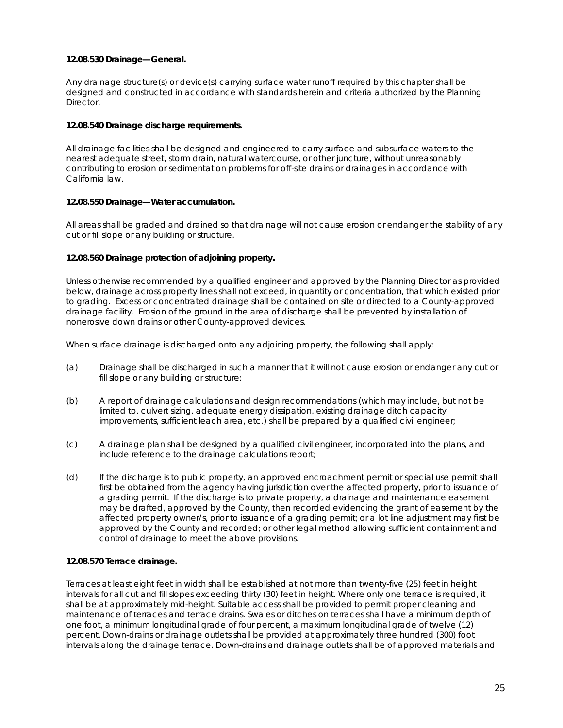**12.08.530 Drainage—General.**

Any drainage structure(s) or device(s) carrying surface water runoff required by this chapter shall be designed and constructed in accordance with standards herein and criteria authorized by the Planning Director.

**12.08.540 Drainage discharge requirements.**

All drainage facilities shall be designed and engineered to carry surface and subsurface waters to the nearest adequate street, storm drain, natural watercourse, or other juncture, without unreasonably contributing to erosion or sedimentation problems for off-site drains or drainages in accordance with California law.

**12.08.550 Drainage—Water accumulation.**

All areas shall be graded and drained so that drainage will not cause erosion or endanger the stability of any cut or fill slope or any building or structure.

**12.08.560 Drainage protection of adjoining property.**

Unless otherwise recommended by a qualified engineer and approved by the Planning Director as provided below, drainage across property lines shall not exceed, in quantity or concentration, that which existed prior to grading. Excess or concentrated drainage shall be contained on site or directed to a County-approved drainage facility. Erosion of the ground in the area of discharge shall be prevented by installation of nonerosive down drains or other County-approved devices.

When surface drainage is discharged onto any adjoining property, the following shall apply:

(a) Drainage shall be discharged in such a manner that it will not cause erosion or endanger any cut or fill slope or any building or structure;

(b) A report of drainage calculations and design recommendations (which may include, but not be limited to, culvert sizing, adequate energy dissipation, existing drainage ditch capacity improvements, sufficient leach area, etc.) shall be prepared by a qualified civil engineer;

(c) A drainage plan shall be designed by a qualified civil engineer, incorporated into the plans, and include reference to the drainage calculations report;

(d) If the discharge is to public property, an approved encroachment permit or special use permit shall first be obtained from the agency having jurisdiction over the affected property, prior to issuance of a grading permit. If the discharge is to private property, a drainage and maintenance easement may be drafted, approved by the County, then recorded evidencing the grant of easement by the affected property owner/s, prior to issuance of a grading permit; or a lot line adjustment may first be approved by the County and recorded; or other legal method allowing sufficient containment and control of drainage to meet the above provisions.

**12.08.570 Terrace drainage.**

Terraces at least eight feet in width shall be established at not more than twenty-five (25) feet in height intervals for all cut and fill slopes exceeding thirty (30) feet in height. Where only one terrace is required, it shall be at approximately mid-height. Suitable access shall be provided to permit proper cleaning and maintenance of terraces and terrace drains. Swales or ditches on terraces shall have a minimum depth of one foot, a minimum longitudinal grade of four percent, a maximum longitudinal grade of twelve (12) percent. Down-drains or drainage outlets shall be provided at approximately three hundred (300) foot intervals along the drainage terrace. Down-drains and drainage outlets shall be of approved materials and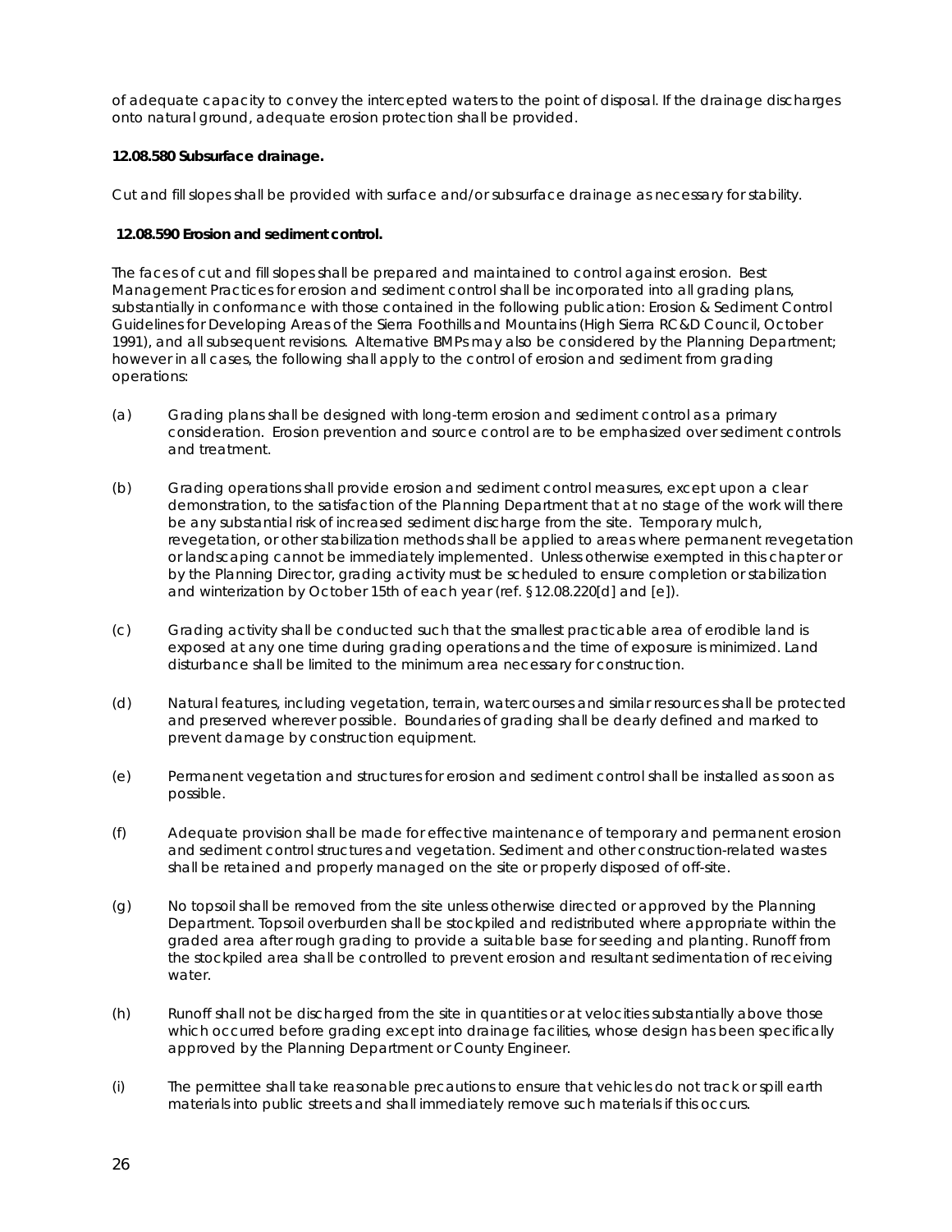of adequate capacity to convey the intercepted waters to the point of disposal. If the drainage discharges onto natural ground, adequate erosion protection shall be provided.

**12.08.580 Subsurface drainage.**

Cut and fill slopes shall be provided with surface and/or subsurface drainage as necessary for stability.

**12.08.590 Erosion and sediment control.**

The faces of cut and fill slopes shall be prepared and maintained to control against erosion. Best Management Practices for erosion and sediment control shall be incorporated into all grading plans, substantially in conformance with those contained in the following publication: Erosion & Sediment Control Guidelines for Developing Areas of the Sierra Foothills and Mountains (High Sierra RC&D Council, October 1991), and all subsequent revisions. Alternative BMPs may also be considered by the Planning Department; however in all cases, the following shall apply to the control of erosion and sediment from grading operations:

(a) Grading plans shall be designed with long-term erosion and sediment control as a primary consideration. Erosion prevention and source control are to be emphasized over sediment controls and treatment.

(b) Grading operations shall provide erosion and sediment control measures, except upon a clear demonstration, to the satisfaction of the Planning Department that at no stage of the work will there be any substantial risk of increased sediment discharge from the site. Temporary mulch, revegetation, or other stabilization methods shall be applied to areas where permanent revegetation or landscaping cannot be immediately implemented. Unless otherwise exempted in this chapter or by the Planning Director, grading activity must be scheduled to ensure completion or stabilization and winterization by October 15th of each year (ref. §12.08.220[d] and [e]).

(c) Grading activity shall be conducted such that the smallest practicable area of erodible land is exposed at any one time during grading operations and the time of exposure is minimized. Land disturbance shall be limited to the minimum area necessary for construction.

(d) Natural features, including vegetation, terrain, watercourses and similar resources shall be protected and preserved wherever possible. Boundaries of grading shall be clearly defined and marked to prevent damage by construction equipment.

(e) Permanent vegetation and structures for erosion and sediment control shall be installed as soon as possible.

(f) Adequate provision shall be made for effective maintenance of temporary and permanent erosion and sediment control structures and vegetation. Sediment and other construction-related wastes shall be retained and properly managed on the site or properly disposed of off-site.

(g) No topsoil shall be removed from the site unless otherwise directed or approved by the Planning Department. Topsoil overburden shall be stockpiled and redistributed where appropriate within the graded area after rough grading to provide a suitable base for seeding and planting. Runoff from the stockpiled area shall be controlled to prevent erosion and resultant sedimentation of receiving water.

(h) Runoff shall not be discharged from the site in quantities or at velocities substantially above those which occurred before grading except into drainage facilities, whose design has been specifically approved by the Planning Department or County Engineer.

(i) The permittee shall take reasonable precautions to ensure that vehicles do not track or spill earth materials into public streets and shall immediately remove such materials if this occurs.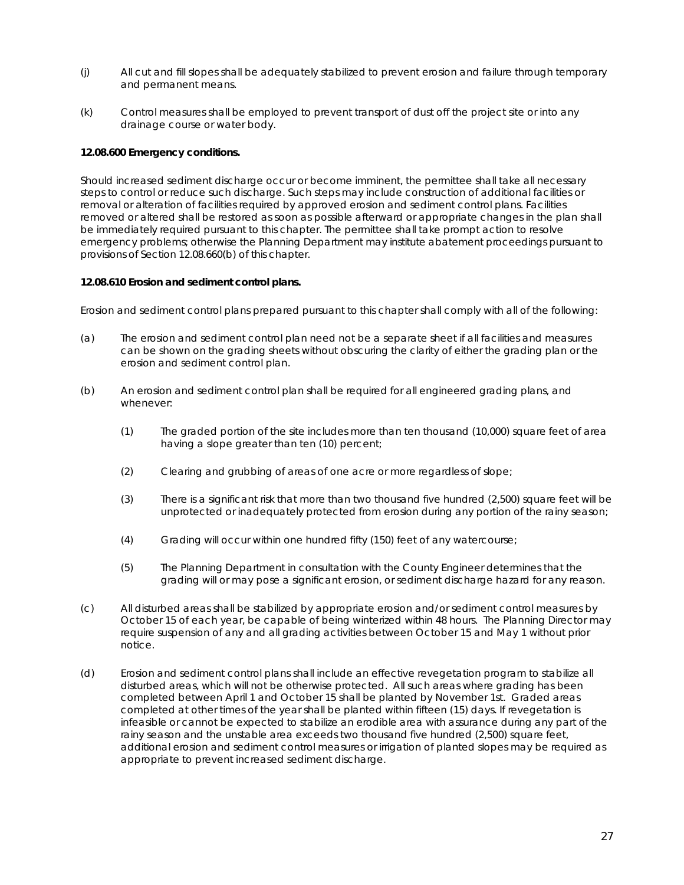(j) All cut and fill slopes shall be adequately stabilized to prevent erosion and failure through temporary and permanent means.

(k) Control measures shall be employed to prevent transport of dust off the project site or into any drainage course or water body.

**12.08.600 Emergency conditions.**

Should increased sediment discharge occur or become imminent, the permittee shall take all necessary steps to control or reduce such discharge. Such steps may include construction of additional facilities or removal or alteration of facilities required by approved erosion and sediment control plans. Facilities removed or altered shall be restored as soon as possible afterward or appropriate changes in the plan shall be immediately required pursuant to this chapter. The permittee shall take prompt action to resolve emergency problems; otherwise the Planning Department may institute abatement proceedings pursuant to provisions of Section 12.08.660(b) of this chapter.

**12.08.610 Erosion and sediment control plans.**

Erosion and sediment control plans prepared pursuant to this chapter shall comply with all of the following:

(a) The erosion and sediment control plan need not be a separate sheet if all facilities and measures can be shown on the grading sheets without obscuring the clarity of either the grading plan or the erosion and sediment control plan.

(b) An erosion and sediment control plan shall be required for all engineered grading plans, and whenever:

   (1) The graded portion of the site includes more than ten thousand (10,000) square feet of area having a slope greater than ten (10) percent;

   (2) Clearing and grubbing of areas of one acre or more regardless of slope;

   (3) There is a significant risk that more than two thousand five hundred (2,500) square feet will be unprotected or inadequately protected from erosion during any portion of the rainy season;

   (4) Grading will occur within one hundred fifty (150) feet of any watercourse;

   (5) The Planning Department in consultation with the County Engineer determines that the grading will or may pose a significant erosion, or sediment discharge hazard for any reason.

(c) All disturbed areas shall be stabilized by appropriate erosion and/or sediment control measures by October 15 of each year, be capable of being winterized within 48 hours. The Planning Director may require suspension of any and all grading activities between October 15 and May 1 without prior notice.

(d) Erosion and sediment control plans shall include an effective revegetation program to stabilize all disturbed areas, which will not be otherwise protected. All such areas where grading has been completed between April 1 and October 15 shall be planted by November 1st. Graded areas completed at other times of the year shall be planted within fifteen (15) days. If revegetation is infeasible or cannot be expected to stabilize an erodible area with assurance during any part of the rainy season and the unstable area exceeds two thousand five hundred (2,500) square feet, additional erosion and sediment control measures or irrigation of planted slopes may be required as appropriate to prevent increased sediment discharge.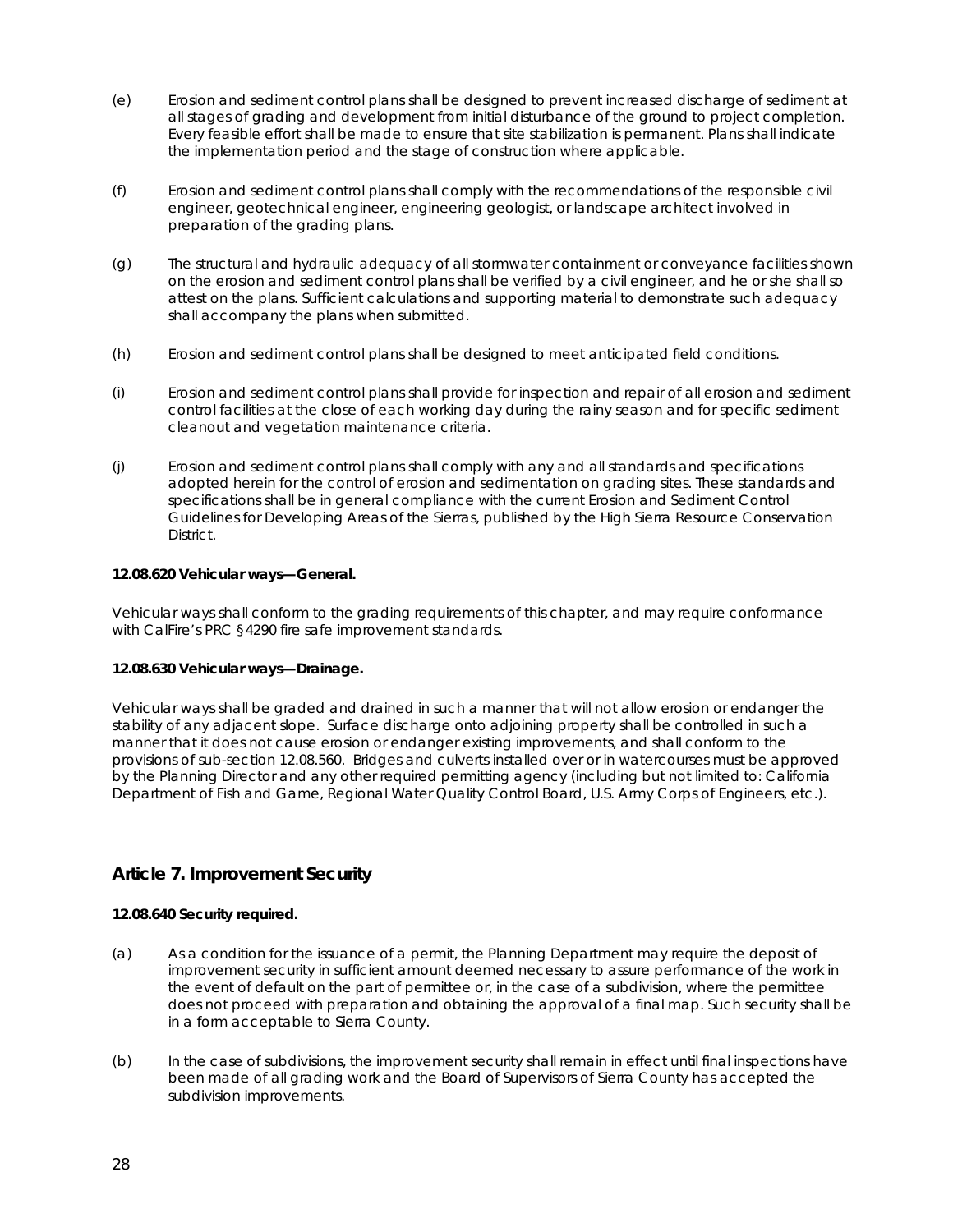(e) Erosion and sediment control plans shall be designed to prevent increased discharge of sediment at all stages of grading and development from initial disturbance of the ground to project completion. Every feasible effort shall be made to ensure that site stabilization is permanent. Plans shall indicate the implementation period and the stage of construction where applicable.

(f) Erosion and sediment control plans shall comply with the recommendations of the responsible civil engineer, geotechnical engineer, engineering geologist, or landscape architect involved in preparation of the grading plans.

(g) The structural and hydraulic adequacy of all stormwater containment or conveyance facilities shown on the erosion and sediment control plans shall be verified by a civil engineer, and he or she shall so attest on the plans. Sufficient calculations and supporting material to demonstrate such adequacy shall accompany the plans when submitted.

(h) Erosion and sediment control plans shall be designed to meet anticipated field conditions.

(i) Erosion and sediment control plans shall provide for inspection and repair of all erosion and sediment control facilities at the close of each working day during the rainy season and for specific sediment cleanout and vegetation maintenance criteria.

(j) Erosion and sediment control plans shall comply with any and all standards and specifications adopted herein for the control of erosion and sedimentation on grading sites. These standards and specifications shall be in general compliance with the current Erosion and Sediment Control Guidelines for Developing Areas of the Sierras, published by the High Sierra Resource Conservation District.

**12.08.620 Vehicular ways—General.**

Vehicular ways shall conform to the grading requirements of this chapter, and may require conformance with CalFire's PRC §4290 fire safe improvement standards.

**12.08.630 Vehicular ways—Drainage.**

Vehicular ways shall be graded and drained in such a manner that will not allow erosion or endanger the stability of any adjacent slope. Surface discharge onto adjoining property shall be controlled in such a manner that it does not cause erosion or endanger existing improvements, and shall conform to the provisions of sub-section 12.08.560. Bridges and culverts installed over or in watercourses must be approved by the Planning Director and any other required permitting agency (including but not limited to: California Department of Fish and Game, Regional Water Quality Control Board, U.S. Army Corps of Engineers, etc.).

## Article 7. Improvement Security

**12.08.640 Security required.**

(a) As a condition for the issuance of a permit, the Planning Department may require the deposit of improvement security in sufficient amount deemed necessary to assure performance of the work in the event of default on the part of permittee or, in the case of a subdivision, where the permittee does not proceed with preparation and obtaining the approval of a final map. Such security shall be in a form acceptable to Sierra County.

(b) In the case of subdivisions, the improvement security shall remain in effect until final inspections have been made of all grading work and the Board of Supervisors of Sierra County has accepted the subdivision improvements.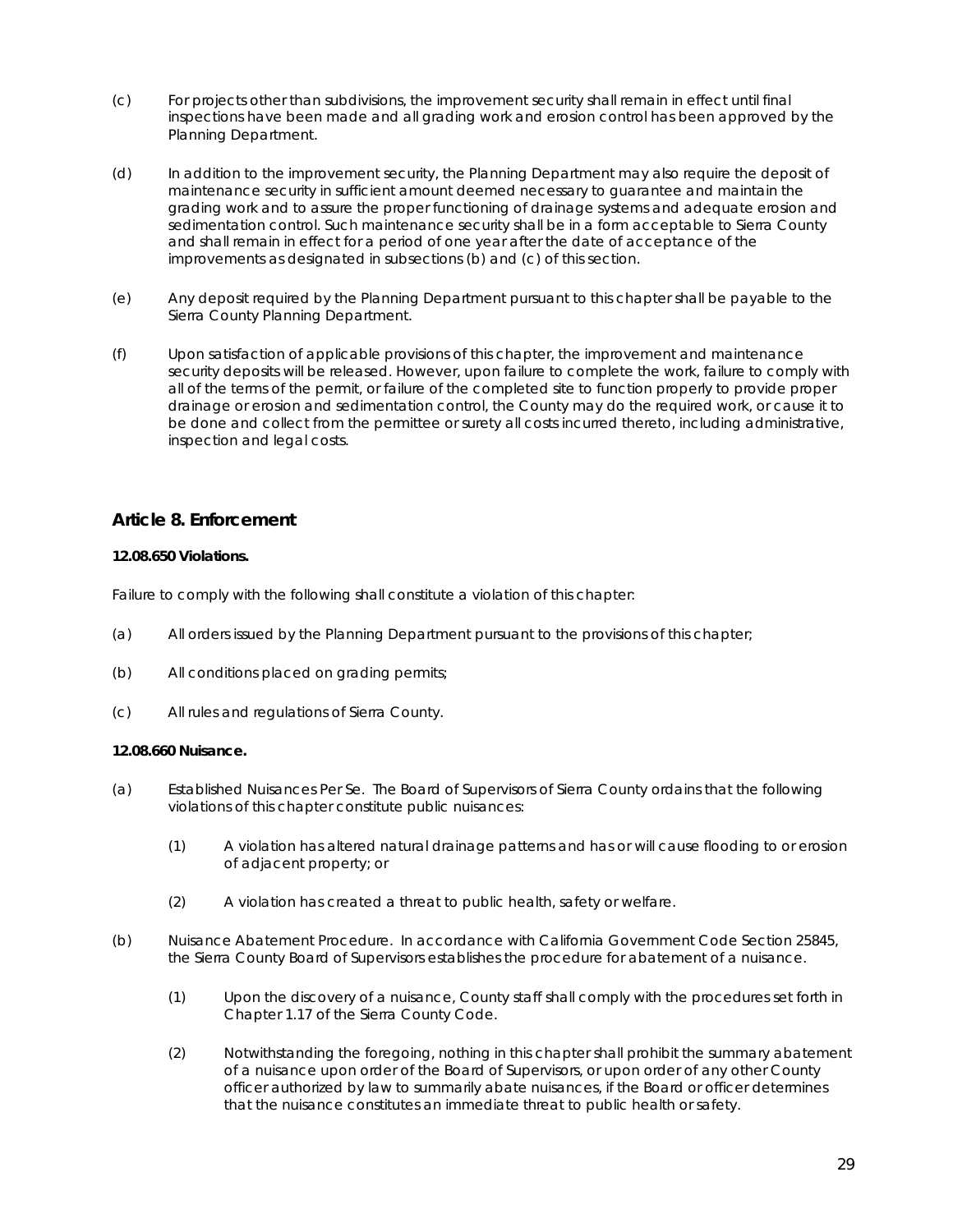(c) For projects other than subdivisions, the improvement security shall remain in effect until final inspections have been made and all grading work and erosion control has been approved by the Planning Department.

(d) In addition to the improvement security, the Planning Department may also require the deposit of maintenance security in sufficient amount deemed necessary to guarantee and maintain the grading work and to assure the proper functioning of drainage systems and adequate erosion and sedimentation control. Such maintenance security shall be in a form acceptable to Sierra County and shall remain in effect for a period of one year after the date of acceptance of the improvements as designated in subsections (b) and (c) of this section.

(e) Any deposit required by the Planning Department pursuant to this chapter shall be payable to the Sierra County Planning Department.

(f) Upon satisfaction of applicable provisions of this chapter, the improvement and maintenance security deposits will be released. However, upon failure to complete the work, failure to comply with all of the terms of the permit, or failure of the completed site to function properly to provide proper drainage or erosion and sedimentation control, the County may do the required work, or cause it to be done and collect from the permittee or surety all costs incurred thereto, including administrative, inspection and legal costs.

## Article 8. Enforcement

**12.08.650 Violations.**

Failure to comply with the following shall constitute a violation of this chapter:

(a) All orders issued by the Planning Department pursuant to the provisions of this chapter;

(b) All conditions placed on grading permits;

(c) All rules and regulations of Sierra County.

**12.08.660 Nuisance.**

(a) Established Nuisances Per Se. The Board of Supervisors of Sierra County ordains that the following violations of this chapter constitute public nuisances:

   (1) A violation has altered natural drainage patterns and has or will cause flooding to or erosion of adjacent property; or

   (2) A violation has created a threat to public health, safety or welfare.

(b) Nuisance Abatement Procedure. In accordance with California Government Code Section 25845, the Sierra County Board of Supervisors establishes the procedure for abatement of a nuisance.

   (1) Upon the discovery of a nuisance, County staff shall comply with the procedures set forth in Chapter 1.17 of the Sierra County Code.

   (2) Notwithstanding the foregoing, nothing in this chapter shall prohibit the summary abatement of a nuisance upon order of the Board of Supervisors, or upon order of any other County officer authorized by law to summarily abate nuisances, if the Board or officer determines that the nuisance constitutes an immediate threat to public health or safety.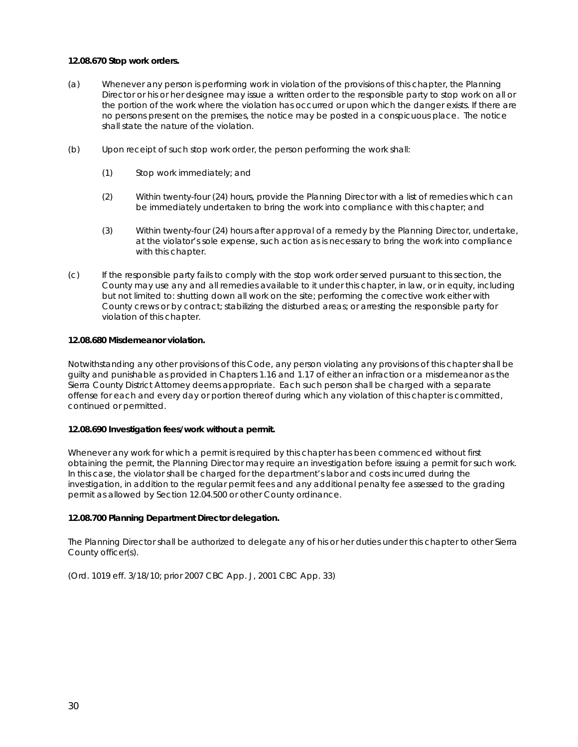**12.08.670 Stop work orders.**

(a) Whenever any person is performing work in violation of the provisions of this chapter, the Planning Director or his or her designee may issue a written order to the responsible party to stop work on all or the portion of the work where the violation has occurred or upon which the danger exists. If there are no persons present on the premises, the notice may be posted in a conspicuous place. The notice shall state the nature of the violation.

(b) Upon receipt of such stop work order, the person performing the work shall:

(1) Stop work immediately; and

(2) Within twenty-four (24) hours, provide the Planning Director with a list of remedies which can be immediately undertaken to bring the work into compliance with this chapter; and

(3) Within twenty-four (24) hours after approval of a remedy by the Planning Director, undertake, at the violator's sole expense, such action as is necessary to bring the work into compliance with this chapter.

(c) If the responsible party fails to comply with the stop work order served pursuant to this section, the County may use any and all remedies available to it under this chapter, in law, or in equity, including but not limited to: shutting down all work on the site; performing the corrective work either with County crews or by contract; stabilizing the disturbed areas; or arresting the responsible party for violation of this chapter.

**12.08.680 Misdemeanor violation.**

Notwithstanding any other provisions of this Code, any person violating any provisions of this chapter shall be guilty and punishable as provided in Chapters 1.16 and 1.17 of either an infraction or a misdemeanor as the Sierra County District Attorney deems appropriate. Each such person shall be charged with a separate offense for each and every day or portion thereof during which any violation of this chapter is committed, continued or permitted.

**12.08.690 Investigation fees/work without a permit.**

Whenever any work for which a permit is required by this chapter has been commenced without first obtaining the permit, the Planning Director may require an investigation before issuing a permit for such work. In this case, the violator shall be charged for the department's labor and costs incurred during the investigation, in addition to the regular permit fees and any additional penalty fee assessed to the grading permit as allowed by Section 12.04.500 or other County ordinance.

**12.08.700 Planning Department Director delegation.**

The Planning Director shall be authorized to delegate any of his or her duties under this chapter to other Sierra County officer(s).

(Ord. 1019 eff. 3/18/10; prior 2007 CBC App. J, 2001 CBC App. 33)